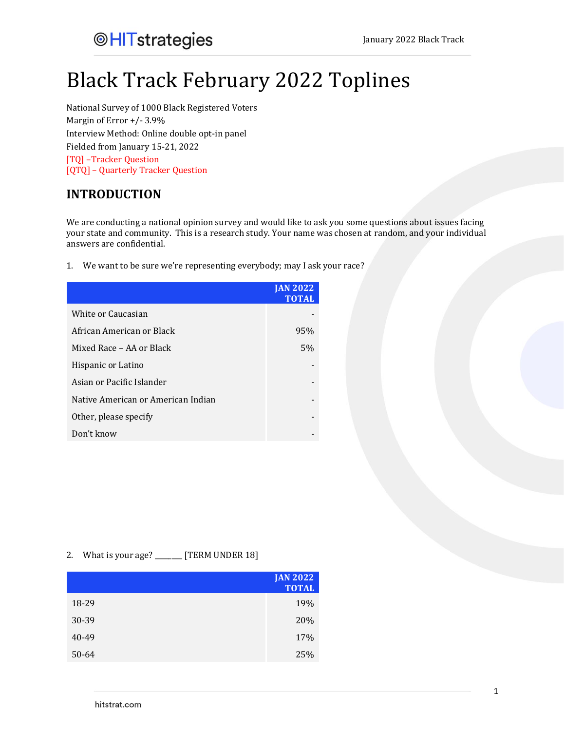# Black Track February 2022 Toplines

National Survey of 1000 Black Registered Voters
Margin of Error +/- 3.9%
Interview Method: Online double opt-in panel
Fielded from January 15-21, 2022
[TQ] –Tracker Question
[QTQ] – Quarterly Tracker Question

## INTRODUCTION

We are conducting a national opinion survey and would like to ask you some questions about issues facing your state and community. This is a research study. Your name was chosen at random, and your individual answers are confidential.

1. We want to be sure we're representing everybody; may I ask your race?

| | JAN 2022 TOTAL |
|---|---|
| White or Caucasian | - |
| African American or Black | 95% |
| Mixed Race – AA or Black | 5% |
| Hispanic or Latino | - |
| Asian or Pacific Islander | - |
| Native American or American Indian | - |
| Other, please specify | - |
| Don't know | - |

2. What is your age? _______ [TERM UNDER 18]

| | JAN 2022 TOTAL |
|---|---|
| 18-29 | 19% |
| 30-39 | 20% |
| 40-49 | 17% |
| 50-64 | 25% |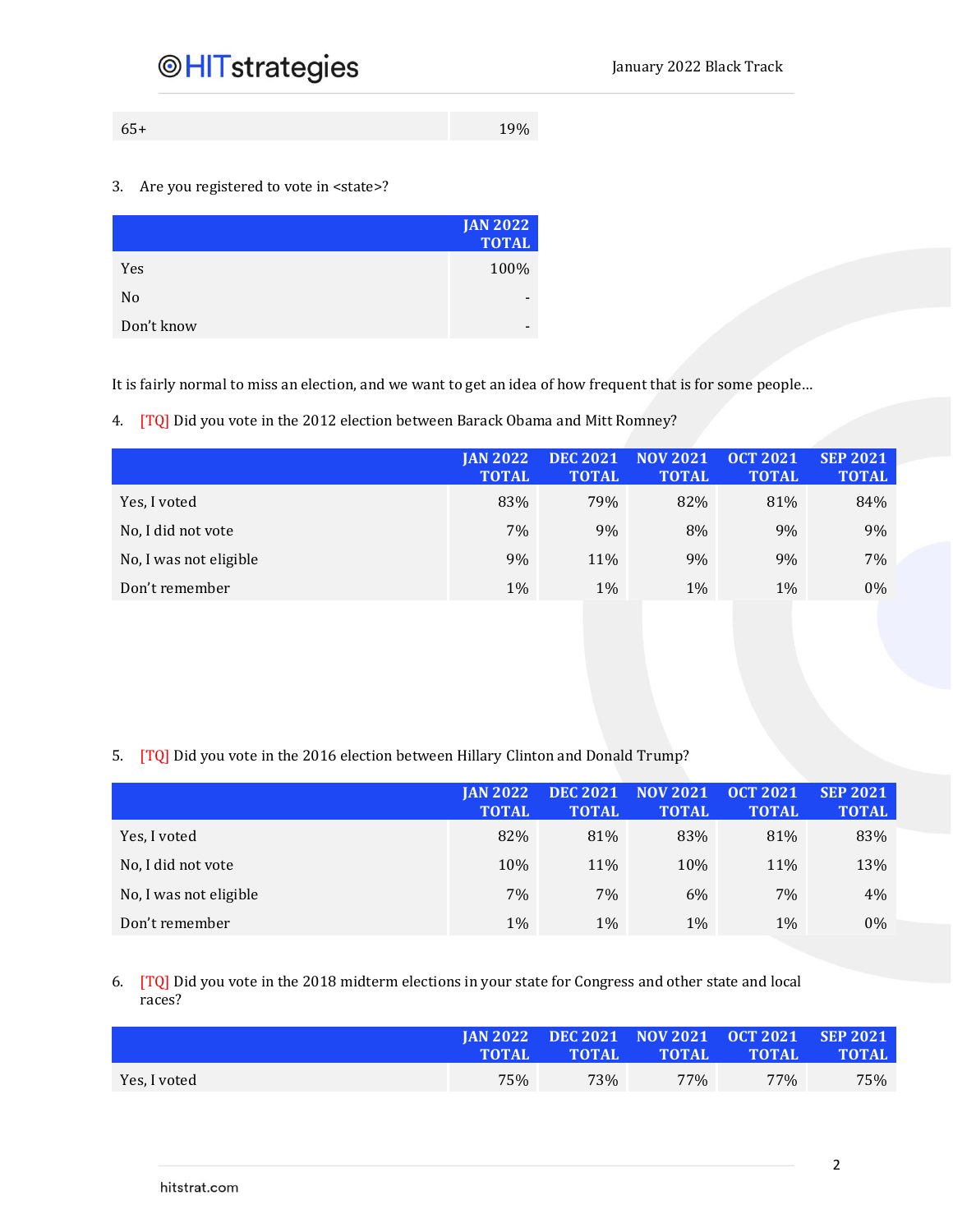| | |
|---|---|
| 65+ | 19% |

3. Are you registered to vote in <state>?

| | JAN 2022 TOTAL |
|---|---|
| Yes | 100% |
| No | - |
| Don't know | - |

It is fairly normal to miss an election, and we want to get an idea of how frequent that is for some people…

4. [TQ] Did you vote in the 2012 election between Barack Obama and Mitt Romney?

| | JAN 2022 TOTAL | DEC 2021 TOTAL | NOV 2021 TOTAL | OCT 2021 TOTAL | SEP 2021 TOTAL |
|---|---|---|---|---|---|
| Yes, I voted | 83% | 79% | 82% | 81% | 84% |
| No, I did not vote | 7% | 9% | 8% | 9% | 9% |
| No, I was not eligible | 9% | 11% | 9% | 9% | 7% |
| Don't remember | 1% | 1% | 1% | 1% | 0% |

5. [TQ] Did you vote in the 2016 election between Hillary Clinton and Donald Trump?

| | JAN 2022 TOTAL | DEC 2021 TOTAL | NOV 2021 TOTAL | OCT 2021 TOTAL | SEP 2021 TOTAL |
|---|---|---|---|---|---|
| Yes, I voted | 82% | 81% | 83% | 81% | 83% |
| No, I did not vote | 10% | 11% | 10% | 11% | 13% |
| No, I was not eligible | 7% | 7% | 6% | 7% | 4% |
| Don't remember | 1% | 1% | 1% | 1% | 0% |

6. [TQ] Did you vote in the 2018 midterm elections in your state for Congress and other state and local races?

| | JAN 2022 TOTAL | DEC 2021 TOTAL | NOV 2021 TOTAL | OCT 2021 TOTAL | SEP 2021 TOTAL |
|---|---|---|---|---|---|
| Yes, I voted | 75% | 73% | 77% | 77% | 75% |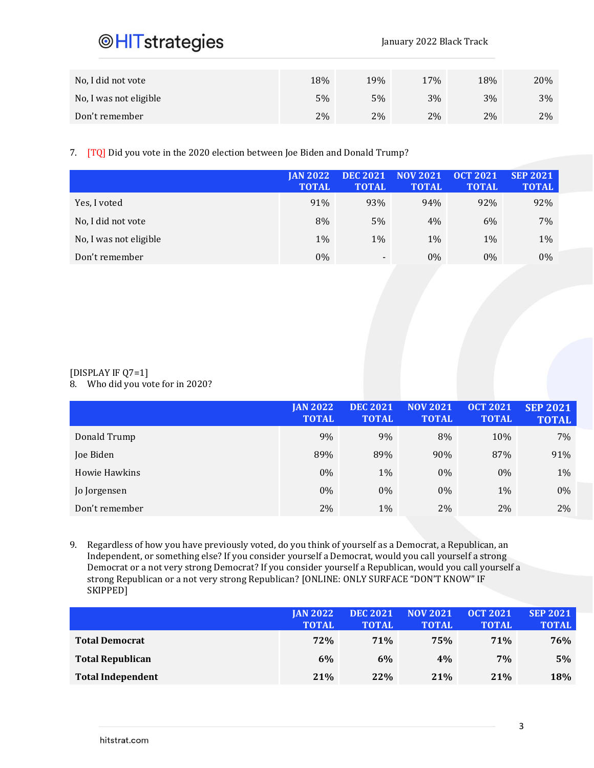| | | | | | |
|---|---|---|---|---|---|
| No, I did not vote | 18% | 19% | 17% | 18% | 20% |
| No, I was not eligible | 5% | 5% | 3% | 3% | 3% |
| Don't remember | 2% | 2% | 2% | 2% | 2% |

7. [TQ] Did you vote in the 2020 election between Joe Biden and Donald Trump?

| | JAN 2022 TOTAL | DEC 2021 TOTAL | NOV 2021 TOTAL | OCT 2021 TOTAL | SEP 2021 TOTAL |
|---|---|---|---|---|---|
| Yes, I voted | 91% | 93% | 94% | 92% | 92% |
| No, I did not vote | 8% | 5% | 4% | 6% | 7% |
| No, I was not eligible | 1% | 1% | 1% | 1% | 1% |
| Don't remember | 0% | - | 0% | 0% | 0% |

[DISPLAY IF Q7=1]

8. Who did you vote for in 2020?

| | JAN 2022 TOTAL | DEC 2021 TOTAL | NOV 2021 TOTAL | OCT 2021 TOTAL | SEP 2021 TOTAL |
|---|---|---|---|---|---|
| Donald Trump | 9% | 9% | 8% | 10% | 7% |
| Joe Biden | 89% | 89% | 90% | 87% | 91% |
| Howie Hawkins | 0% | 1% | 0% | 0% | 1% |
| Jo Jorgensen | 0% | 0% | 0% | 1% | 0% |
| Don't remember | 2% | 1% | 2% | 2% | 2% |

9. Regardless of how you have previously voted, do you think of yourself as a Democrat, a Republican, an Independent, or something else? If you consider yourself a Democrat, would you call yourself a strong Democrat or a not very strong Democrat? If you consider yourself a Republican, would you call yourself a strong Republican or a not very strong Republican? [ONLINE: ONLY SURFACE "DON'T KNOW" IF SKIPPED]

| | JAN 2022 TOTAL | DEC 2021 TOTAL | NOV 2021 TOTAL | OCT 2021 TOTAL | SEP 2021 TOTAL |
|---|---|---|---|---|---|
| **Total Democrat** | **72%** | **71%** | **75%** | **71%** | **76%** |
| **Total Republican** | **6%** | **6%** | **4%** | **7%** | **5%** |
| **Total Independent** | **21%** | **22%** | **21%** | **21%** | **18%** |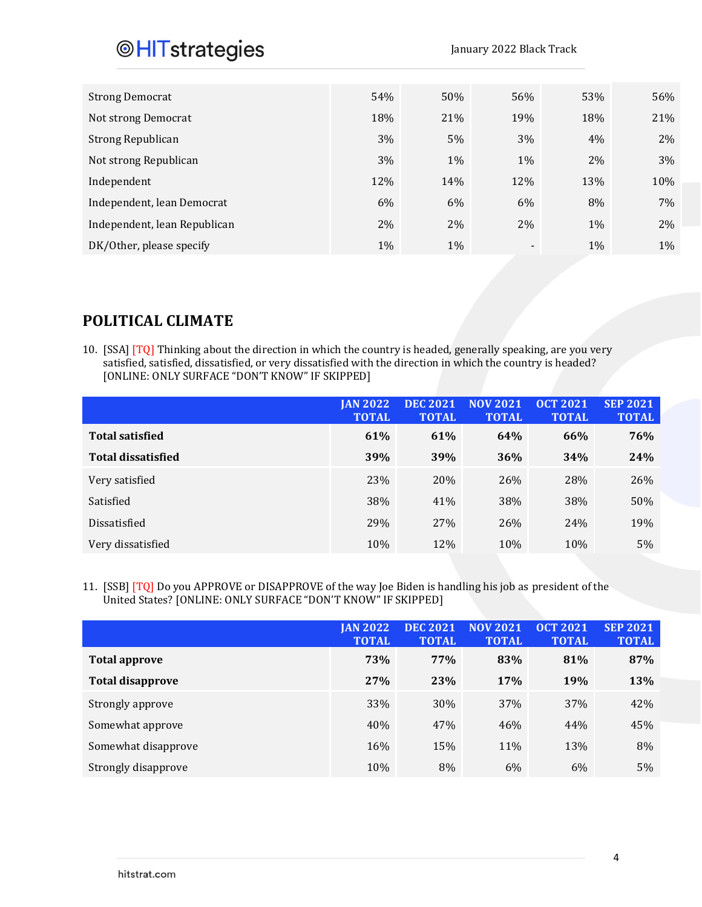| | | | | | |
|---|---|---|---|---|---|
| Strong Democrat | 54% | 50% | 56% | 53% | 56% |
| Not strong Democrat | 18% | 21% | 19% | 18% | 21% |
| Strong Republican | 3% | 5% | 3% | 4% | 2% |
| Not strong Republican | 3% | 1% | 1% | 2% | 3% |
| Independent | 12% | 14% | 12% | 13% | 10% |
| Independent, lean Democrat | 6% | 6% | 6% | 8% | 7% |
| Independent, lean Republican | 2% | 2% | 2% | 1% | 2% |
| DK/Other, please specify | 1% | 1% | - | 1% | 1% |

## POLITICAL CLIMATE

10. [SSA] [TQ] Thinking about the direction in which the country is headed, generally speaking, are you very satisfied, satisfied, dissatisfied, or very dissatisfied with the direction in which the country is headed? [ONLINE: ONLY SURFACE "DON'T KNOW" IF SKIPPED]

| | JAN 2022 TOTAL | DEC 2021 TOTAL | NOV 2021 TOTAL | OCT 2021 TOTAL | SEP 2021 TOTAL |
|---|---|---|---|---|---|
| **Total satisfied** | **61%** | **61%** | **64%** | **66%** | **76%** |
| **Total dissatisfied** | **39%** | **39%** | **36%** | **34%** | **24%** |
| Very satisfied | 23% | 20% | 26% | 28% | 26% |
| Satisfied | 38% | 41% | 38% | 38% | 50% |
| Dissatisfied | 29% | 27% | 26% | 24% | 19% |
| Very dissatisfied | 10% | 12% | 10% | 10% | 5% |

11. [SSB] [TQ] Do you APPROVE or DISAPPROVE of the way Joe Biden is handling his job as president of the United States? [ONLINE: ONLY SURFACE "DON'T KNOW" IF SKIPPED]

| | JAN 2022 TOTAL | DEC 2021 TOTAL | NOV 2021 TOTAL | OCT 2021 TOTAL | SEP 2021 TOTAL |
|---|---|---|---|---|---|
| **Total approve** | **73%** | **77%** | **83%** | **81%** | **87%** |
| **Total disapprove** | **27%** | **23%** | **17%** | **19%** | **13%** |
| Strongly approve | 33% | 30% | 37% | 37% | 42% |
| Somewhat approve | 40% | 47% | 46% | 44% | 45% |
| Somewhat disapprove | 16% | 15% | 11% | 13% | 8% |
| Strongly disapprove | 10% | 8% | 6% | 6% | 5% |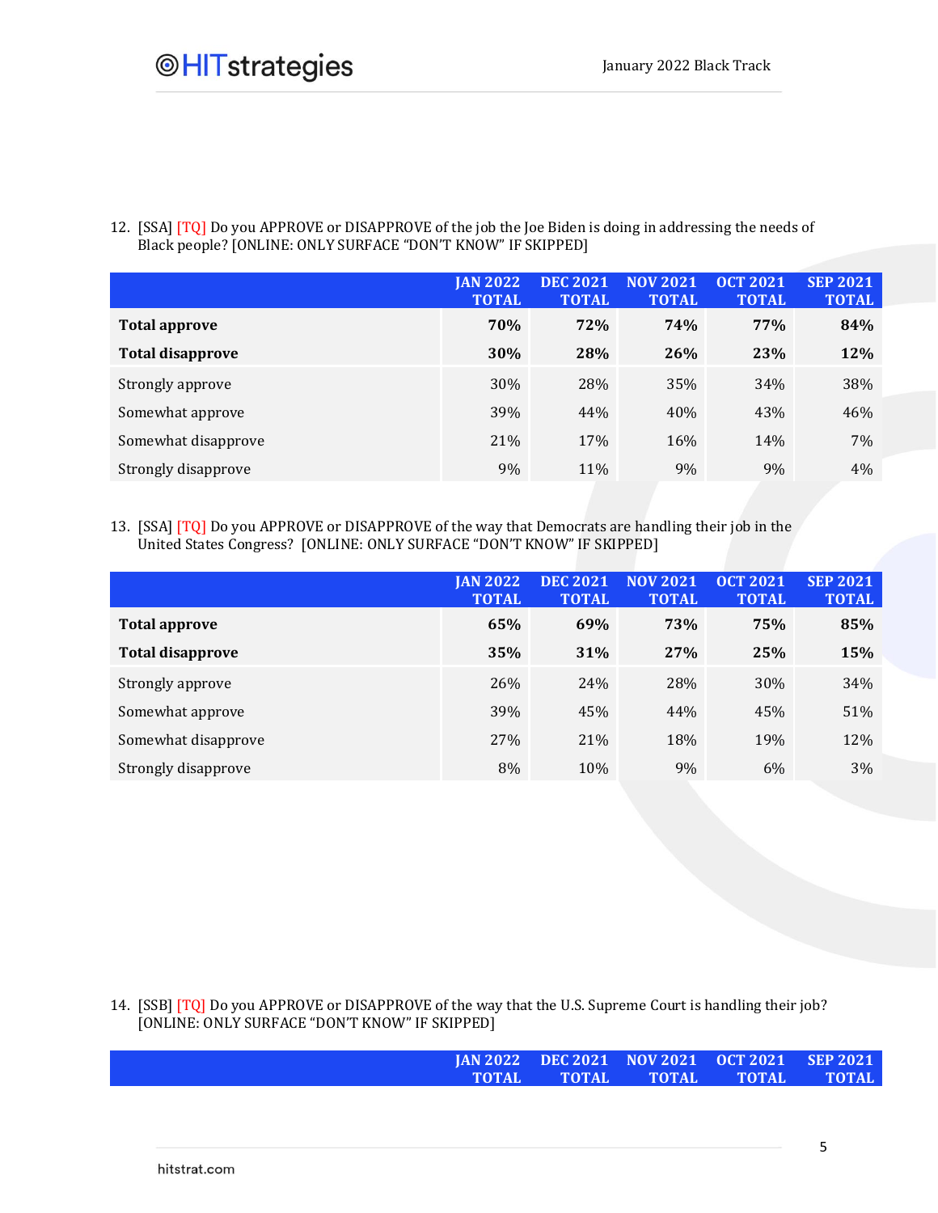12. [SSA] [TQ] Do you APPROVE or DISAPPROVE of the job the Joe Biden is doing in addressing the needs of Black people? [ONLINE: ONLY SURFACE "DON'T KNOW" IF SKIPPED]

| | JAN 2022 TOTAL | DEC 2021 TOTAL | NOV 2021 TOTAL | OCT 2021 TOTAL | SEP 2021 TOTAL |
|---|---|---|---|---|---|
| **Total approve** | **70%** | **72%** | **74%** | **77%** | **84%** |
| **Total disapprove** | **30%** | **28%** | **26%** | **23%** | **12%** |
| Strongly approve | 30% | 28% | 35% | 34% | 38% |
| Somewhat approve | 39% | 44% | 40% | 43% | 46% |
| Somewhat disapprove | 21% | 17% | 16% | 14% | 7% |
| Strongly disapprove | 9% | 11% | 9% | 9% | 4% |

13. [SSA] [TQ] Do you APPROVE or DISAPPROVE of the way that Democrats are handling their job in the United States Congress? [ONLINE: ONLY SURFACE "DON'T KNOW" IF SKIPPED]

| | JAN 2022 TOTAL | DEC 2021 TOTAL | NOV 2021 TOTAL | OCT 2021 TOTAL | SEP 2021 TOTAL |
|---|---|---|---|---|---|
| **Total approve** | **65%** | **69%** | **73%** | **75%** | **85%** |
| **Total disapprove** | **35%** | **31%** | **27%** | **25%** | **15%** |
| Strongly approve | 26% | 24% | 28% | 30% | 34% |
| Somewhat approve | 39% | 45% | 44% | 45% | 51% |
| Somewhat disapprove | 27% | 21% | 18% | 19% | 12% |
| Strongly disapprove | 8% | 10% | 9% | 6% | 3% |

14. [SSB] [TQ] Do you APPROVE or DISAPPROVE of the way that the U.S. Supreme Court is handling their job? [ONLINE: ONLY SURFACE "DON'T KNOW" IF SKIPPED]

| | JAN 2022 TOTAL | DEC 2021 TOTAL | NOV 2021 TOTAL | OCT 2021 TOTAL | SEP 2021 TOTAL |
|---|---|---|---|---|---|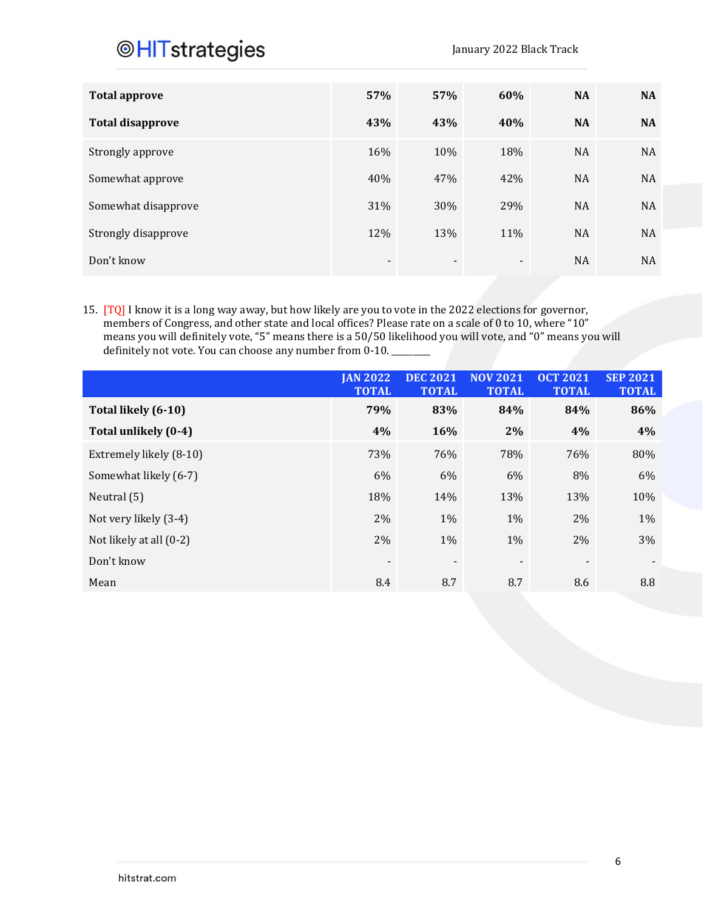| | | | | | |
|---|---|---|---|---|---|
| **Total approve** | **57%** | **57%** | **60%** | **NA** | **NA** |
| **Total disapprove** | **43%** | **43%** | **40%** | **NA** | **NA** |
| Strongly approve | 16% | 10% | 18% | NA | NA |
| Somewhat approve | 40% | 47% | 42% | NA | NA |
| Somewhat disapprove | 31% | 30% | 29% | NA | NA |
| Strongly disapprove | 12% | 13% | 11% | NA | NA |
| Don't know | - | - | - | NA | NA |

15. [TQ] I know it is a long way away, but how likely are you to vote in the 2022 elections for governor, members of Congress, and other state and local offices? Please rate on a scale of 0 to 10, where "10" means you will definitely vote, "5" means there is a 50/50 likelihood you will vote, and "0" means you will definitely not vote. You can choose any number from 0-10. ________

| | JAN 2022 TOTAL | DEC 2021 TOTAL | NOV 2021 TOTAL | OCT 2021 TOTAL | SEP 2021 TOTAL |
|---|---|---|---|---|---|
| **Total likely (6-10)** | **79%** | **83%** | **84%** | **84%** | **86%** |
| **Total unlikely (0-4)** | **4%** | **16%** | **2%** | **4%** | **4%** |
| Extremely likely (8-10) | 73% | 76% | 78% | 76% | 80% |
| Somewhat likely (6-7) | 6% | 6% | 6% | 8% | 6% |
| Neutral (5) | 18% | 14% | 13% | 13% | 10% |
| Not very likely (3-4) | 2% | 1% | 1% | 2% | 1% |
| Not likely at all (0-2) | 2% | 1% | 1% | 2% | 3% |
| Don't know | - | - | - | - | - |
| Mean | 8.4 | 8.7 | 8.7 | 8.6 | 8.8 |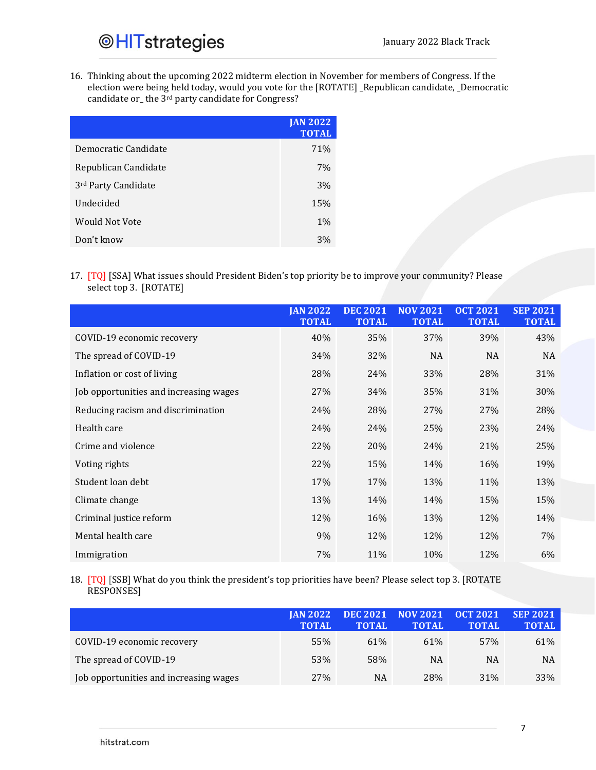16. Thinking about the upcoming 2022 midterm election in November for members of Congress. If the election were being held today, would you vote for the [ROTATE] _Republican candidate, _Democratic candidate or_ the 3rd party candidate for Congress?

| | JAN 2022 TOTAL |
|---|---|
| Democratic Candidate | 71% |
| Republican Candidate | 7% |
| 3rd Party Candidate | 3% |
| Undecided | 15% |
| Would Not Vote | 1% |
| Don't know | 3% |

17. [TQ] [SSA] What issues should President Biden's top priority be to improve your community? Please select top 3. [ROTATE]

| | JAN 2022 TOTAL | DEC 2021 TOTAL | NOV 2021 TOTAL | OCT 2021 TOTAL | SEP 2021 TOTAL |
|---|---|---|---|---|---|
| COVID-19 economic recovery | 40% | 35% | 37% | 39% | 43% |
| The spread of COVID-19 | 34% | 32% | NA | NA | NA |
| Inflation or cost of living | 28% | 24% | 33% | 28% | 31% |
| Job opportunities and increasing wages | 27% | 34% | 35% | 31% | 30% |
| Reducing racism and discrimination | 24% | 28% | 27% | 27% | 28% |
| Health care | 24% | 24% | 25% | 23% | 24% |
| Crime and violence | 22% | 20% | 24% | 21% | 25% |
| Voting rights | 22% | 15% | 14% | 16% | 19% |
| Student loan debt | 17% | 17% | 13% | 11% | 13% |
| Climate change | 13% | 14% | 14% | 15% | 15% |
| Criminal justice reform | 12% | 16% | 13% | 12% | 14% |
| Mental health care | 9% | 12% | 12% | 12% | 7% |
| Immigration | 7% | 11% | 10% | 12% | 6% |

18. [TQ] [SSB] What do you think the president's top priorities have been? Please select top 3. [ROTATE RESPONSES]

| | JAN 2022 TOTAL | DEC 2021 TOTAL | NOV 2021 TOTAL | OCT 2021 TOTAL | SEP 2021 TOTAL |
|---|---|---|---|---|---|
| COVID-19 economic recovery | 55% | 61% | 61% | 57% | 61% |
| The spread of COVID-19 | 53% | 58% | NA | NA | NA |
| Job opportunities and increasing wages | 27% | NA | 28% | 31% | 33% |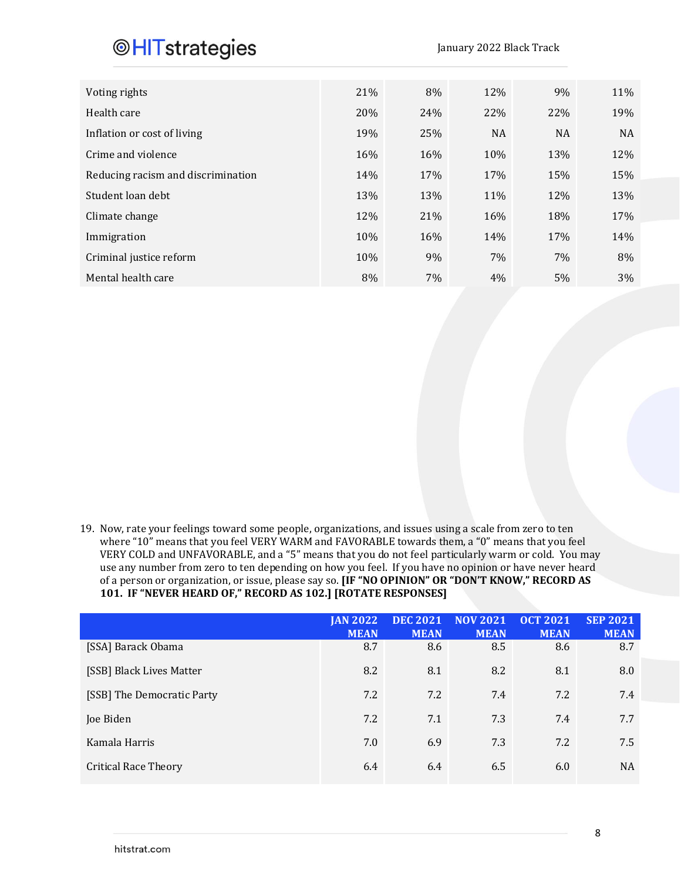| | | | | | |
|---|---|---|---|---|---|
| Voting rights | 21% | 8% | 12% | 9% | 11% |
| Health care | 20% | 24% | 22% | 22% | 19% |
| Inflation or cost of living | 19% | 25% | NA | NA | NA |
| Crime and violence | 16% | 16% | 10% | 13% | 12% |
| Reducing racism and discrimination | 14% | 17% | 17% | 15% | 15% |
| Student loan debt | 13% | 13% | 11% | 12% | 13% |
| Climate change | 12% | 21% | 16% | 18% | 17% |
| Immigration | 10% | 16% | 14% | 17% | 14% |
| Criminal justice reform | 10% | 9% | 7% | 7% | 8% |
| Mental health care | 8% | 7% | 4% | 5% | 3% |

19. Now, rate your feelings toward some people, organizations, and issues using a scale from zero to ten where "10" means that you feel VERY WARM and FAVORABLE towards them, a "0" means that you feel VERY COLD and UNFAVORABLE, and a "5" means that you do not feel particularly warm or cold. You may use any number from zero to ten depending on how you feel. If you have no opinion or have never heard of a person or organization, or issue, please say so. **[IF "NO OPINION" OR "DON'T KNOW," RECORD AS 101. IF "NEVER HEARD OF," RECORD AS 102.] [ROTATE RESPONSES]**

| | JAN 2022 MEAN | DEC 2021 MEAN | NOV 2021 MEAN | OCT 2021 MEAN | SEP 2021 MEAN |
|---|---|---|---|---|---|
| [SSA] Barack Obama | 8.7 | 8.6 | 8.5 | 8.6 | 8.7 |
| [SSB] Black Lives Matter | 8.2 | 8.1 | 8.2 | 8.1 | 8.0 |
| [SSB] The Democratic Party | 7.2 | 7.2 | 7.4 | 7.2 | 7.4 |
| Joe Biden | 7.2 | 7.1 | 7.3 | 7.4 | 7.7 |
| Kamala Harris | 7.0 | 6.9 | 7.3 | 7.2 | 7.5 |
| Critical Race Theory | 6.4 | 6.4 | 6.5 | 6.0 | NA |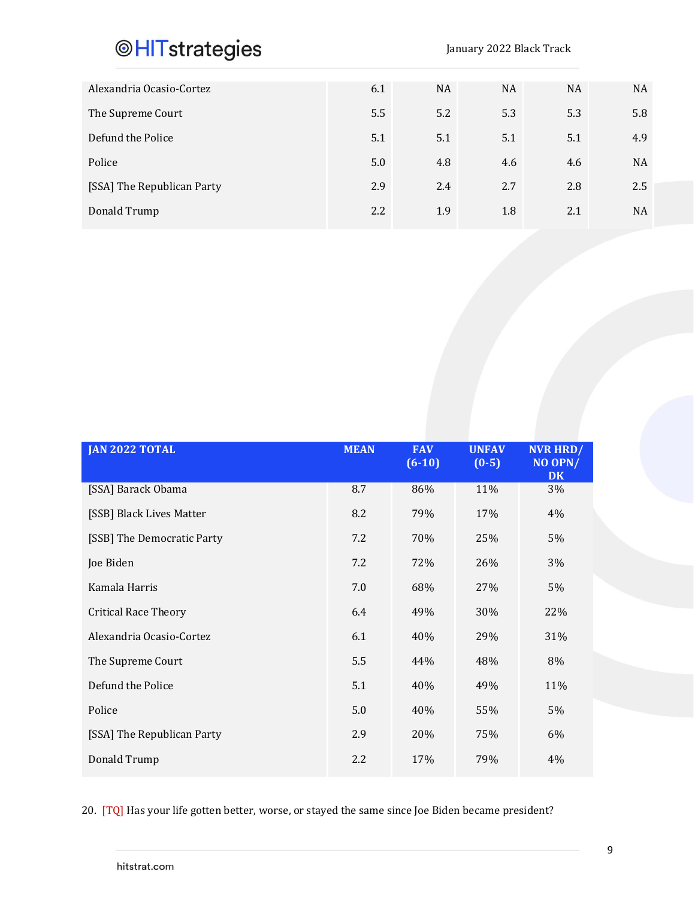| | | | | | |
|---|---|---|---|---|---|
| Alexandria Ocasio-Cortez | 6.1 | NA | NA | NA | NA |
| The Supreme Court | 5.5 | 5.2 | 5.3 | 5.3 | 5.8 |
| Defund the Police | 5.1 | 5.1 | 5.1 | 5.1 | 4.9 |
| Police | 5.0 | 4.8 | 4.6 | 4.6 | NA |
| [SSA] The Republican Party | 2.9 | 2.4 | 2.7 | 2.8 | 2.5 |
| Donald Trump | 2.2 | 1.9 | 1.8 | 2.1 | NA |

| JAN 2022 TOTAL | MEAN | FAV (6-10) | UNFAV (0-5) | NVR HRD/ NO OPN/ DK |
|---|---|---|---|---|
| [SSA] Barack Obama | 8.7 | 86% | 11% | 3% |
| [SSB] Black Lives Matter | 8.2 | 79% | 17% | 4% |
| [SSB] The Democratic Party | 7.2 | 70% | 25% | 5% |
| Joe Biden | 7.2 | 72% | 26% | 3% |
| Kamala Harris | 7.0 | 68% | 27% | 5% |
| Critical Race Theory | 6.4 | 49% | 30% | 22% |
| Alexandria Ocasio-Cortez | 6.1 | 40% | 29% | 31% |
| The Supreme Court | 5.5 | 44% | 48% | 8% |
| Defund the Police | 5.1 | 40% | 49% | 11% |
| Police | 5.0 | 40% | 55% | 5% |
| [SSA] The Republican Party | 2.9 | 20% | 75% | 6% |
| Donald Trump | 2.2 | 17% | 79% | 4% |

20. [TQ] Has your life gotten better, worse, or stayed the same since Joe Biden became president?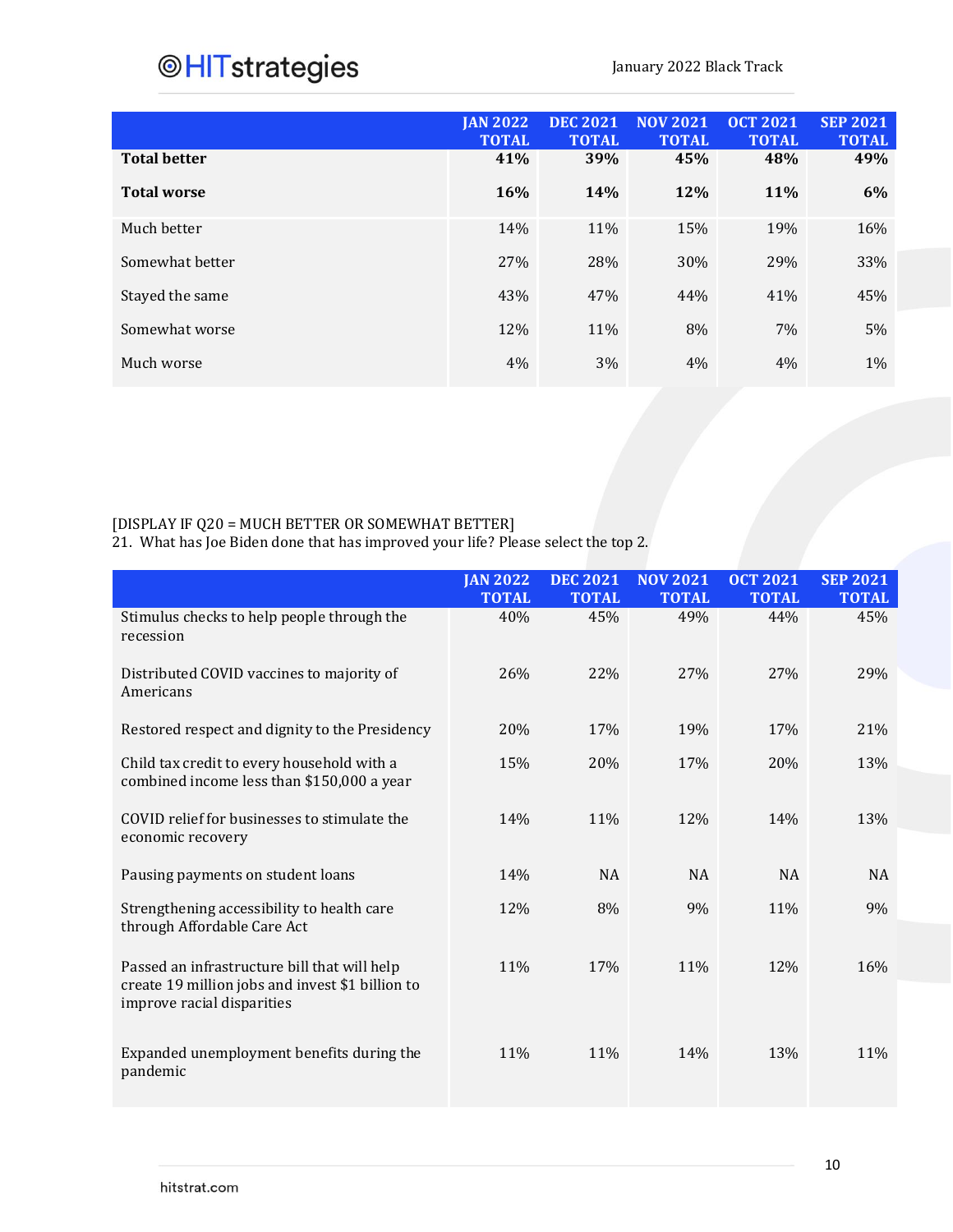| | JAN 2022 TOTAL | DEC 2021 TOTAL | NOV 2021 TOTAL | OCT 2021 TOTAL | SEP 2021 TOTAL |
|---|---|---|---|---|---|
| **Total better** | **41%** | **39%** | **45%** | **48%** | **49%** |
| **Total worse** | **16%** | **14%** | **12%** | **11%** | **6%** |
| Much better | 14% | 11% | 15% | 19% | 16% |
| Somewhat better | 27% | 28% | 30% | 29% | 33% |
| Stayed the same | 43% | 47% | 44% | 41% | 45% |
| Somewhat worse | 12% | 11% | 8% | 7% | 5% |
| Much worse | 4% | 3% | 4% | 4% | 1% |

[DISPLAY IF Q20 = MUCH BETTER OR SOMEWHAT BETTER]

21. What has Joe Biden done that has improved your life? Please select the top 2.

| | JAN 2022 TOTAL | DEC 2021 TOTAL | NOV 2021 TOTAL | OCT 2021 TOTAL | SEP 2021 TOTAL |
|---|---|---|---|---|---|
| Stimulus checks to help people through the recession | 40% | 45% | 49% | 44% | 45% |
| Distributed COVID vaccines to majority of Americans | 26% | 22% | 27% | 27% | 29% |
| Restored respect and dignity to the Presidency | 20% | 17% | 19% | 17% | 21% |
| Child tax credit to every household with a combined income less than $150,000 a year | 15% | 20% | 17% | 20% | 13% |
| COVID relief for businesses to stimulate the economic recovery | 14% | 11% | 12% | 14% | 13% |
| Pausing payments on student loans | 14% | NA | NA | NA | NA |
| Strengthening accessibility to health care through Affordable Care Act | 12% | 8% | 9% | 11% | 9% |
| Passed an infrastructure bill that will help create 19 million jobs and invest $1 billion to improve racial disparities | 11% | 17% | 11% | 12% | 16% |
| Expanded unemployment benefits during the pandemic | 11% | 11% | 14% | 13% | 11% |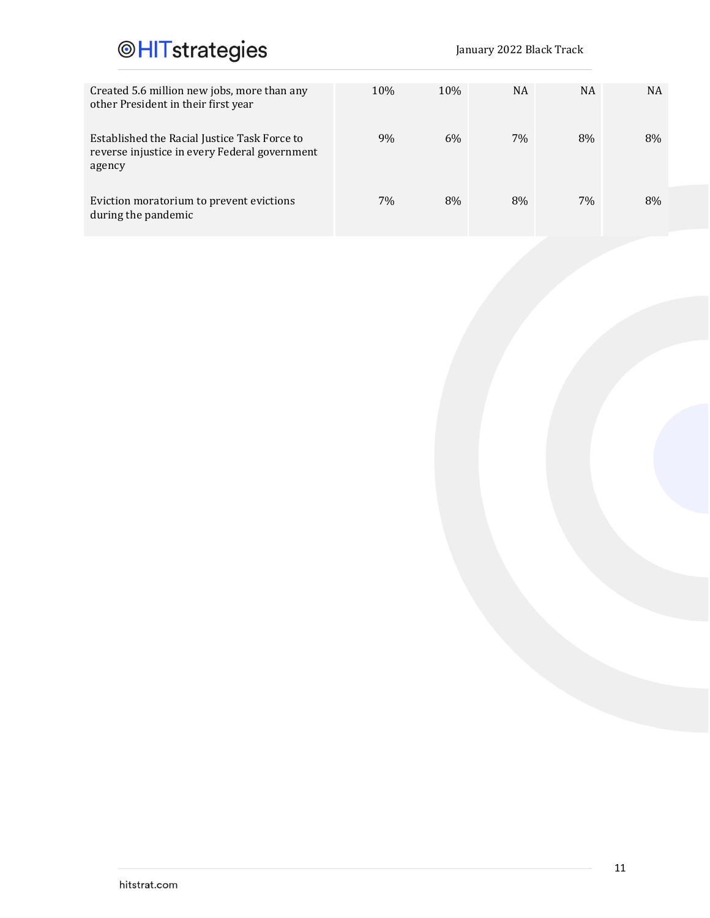| | | | | | |
|---|---|---|---|---|---|
| Created 5.6 million new jobs, more than any other President in their first year | 10% | 10% | NA | NA | NA |
| Established the Racial Justice Task Force to reverse injustice in every Federal government agency | 9% | 6% | 7% | 8% | 8% |
| Eviction moratorium to prevent evictions during the pandemic | 7% | 8% | 8% | 7% | 8% |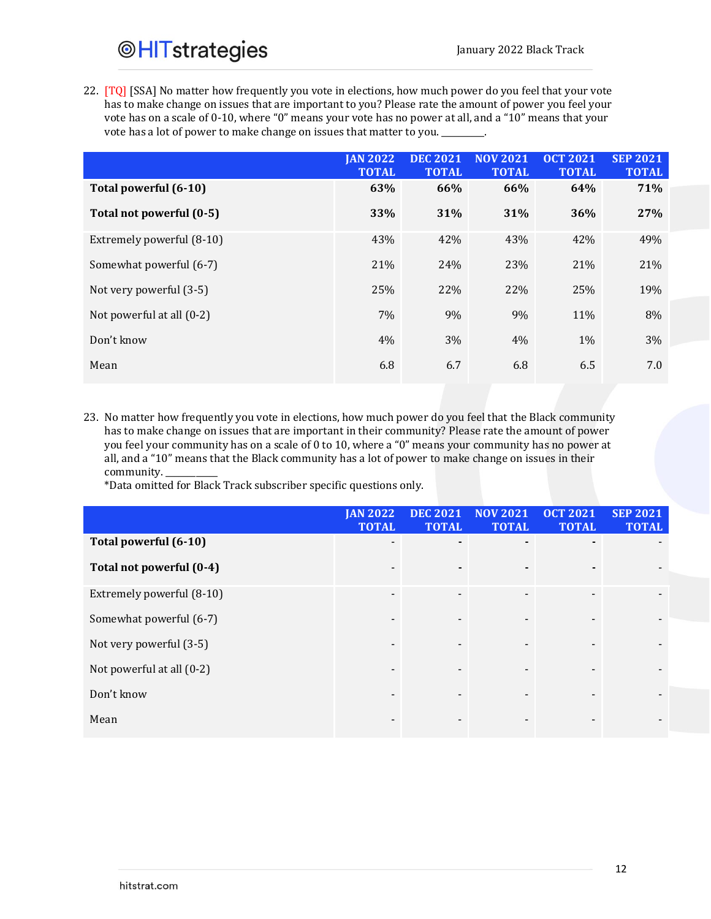22. [TQ] [SSA] No matter how frequently you vote in elections, how much power do you feel that your vote has to make change on issues that are important to you? Please rate the amount of power you feel your vote has on a scale of 0-10, where "0" means your vote has no power at all, and a "10" means that your vote has a lot of power to make change on issues that matter to you. _________.

| | JAN 2022 TOTAL | DEC 2021 TOTAL | NOV 2021 TOTAL | OCT 2021 TOTAL | SEP 2021 TOTAL |
|---|---|---|---|---|---|
| **Total powerful (6-10)** | **63%** | **66%** | **66%** | **64%** | **71%** |
| **Total not powerful (0-5)** | **33%** | **31%** | **31%** | **36%** | **27%** |
| Extremely powerful (8-10) | 43% | 42% | 43% | 42% | 49% |
| Somewhat powerful (6-7) | 21% | 24% | 23% | 21% | 21% |
| Not very powerful (3-5) | 25% | 22% | 22% | 25% | 19% |
| Not powerful at all (0-2) | 7% | 9% | 9% | 11% | 8% |
| Don't know | 4% | 3% | 4% | 1% | 3% |
| Mean | 6.8 | 6.7 | 6.8 | 6.5 | 7.0 |

23. No matter how frequently you vote in elections, how much power do you feel that the Black community has to make change on issues that are important in their community? Please rate the amount of power you feel your community has on a scale of 0 to 10, where a "0" means your community has no power at all, and a "10" means that the Black community has a lot of power to make change on issues in their community. __________
*Data omitted for Black Track subscriber specific questions only.

| | JAN 2022 TOTAL | DEC 2021 TOTAL | NOV 2021 TOTAL | OCT 2021 TOTAL | SEP 2021 TOTAL |
|---|---|---|---|---|---|
| **Total powerful (6-10)** | - | - | - | - | - |
| **Total not powerful (0-4)** | - | - | - | - | - |
| Extremely powerful (8-10) | - | - | - | - | - |
| Somewhat powerful (6-7) | - | - | - | - | - |
| Not very powerful (3-5) | - | - | - | - | - |
| Not powerful at all (0-2) | - | - | - | - | - |
| Don't know | - | - | - | - | - |
| Mean | - | - | - | - | - |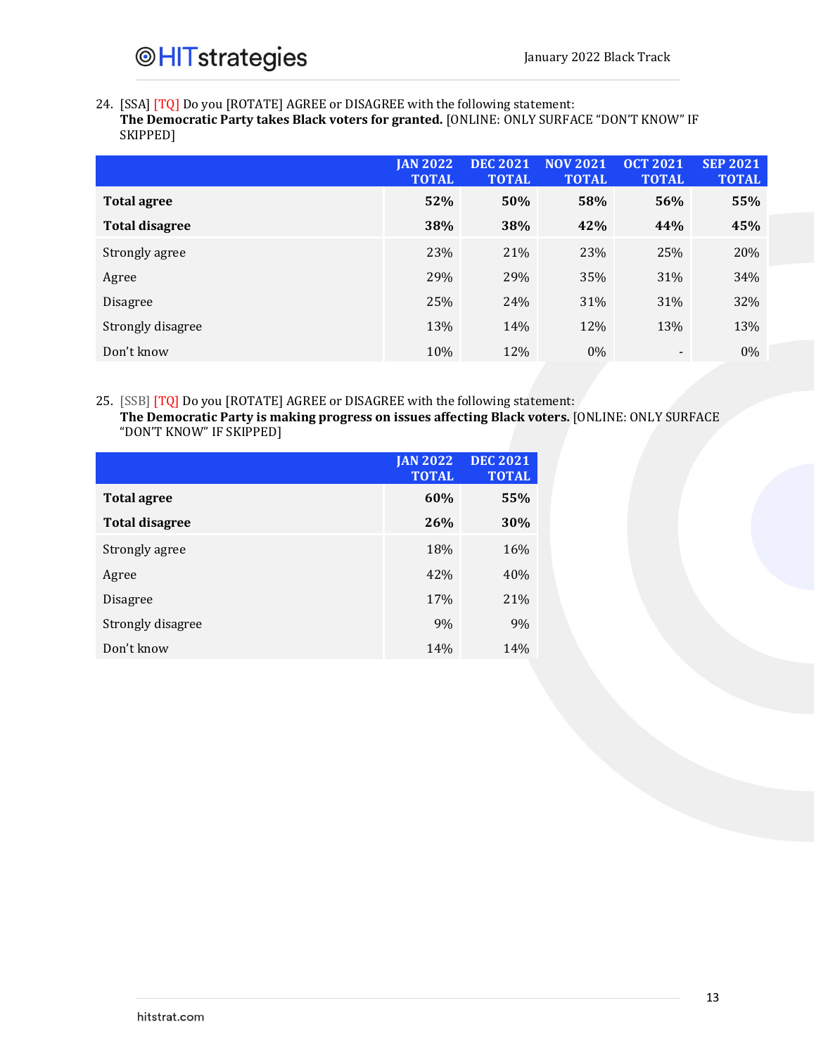24. [SSA] [TQ] Do you [ROTATE] AGREE or DISAGREE with the following statement: **The Democratic Party takes Black voters for granted.** [ONLINE: ONLY SURFACE "DON'T KNOW" IF SKIPPED]

| | JAN 2022 TOTAL | DEC 2021 TOTAL | NOV 2021 TOTAL | OCT 2021 TOTAL | SEP 2021 TOTAL |
|---|---|---|---|---|---|
| **Total agree** | **52%** | **50%** | **58%** | **56%** | **55%** |
| **Total disagree** | **38%** | **38%** | **42%** | **44%** | **45%** |
| Strongly agree | 23% | 21% | 23% | 25% | 20% |
| Agree | 29% | 29% | 35% | 31% | 34% |
| Disagree | 25% | 24% | 31% | 31% | 32% |
| Strongly disagree | 13% | 14% | 12% | 13% | 13% |
| Don't know | 10% | 12% | 0% | - | 0% |

25. [SSB] [TQ] Do you [ROTATE] AGREE or DISAGREE with the following statement: **The Democratic Party is making progress on issues affecting Black voters.** [ONLINE: ONLY SURFACE "DON'T KNOW" IF SKIPPED]

| | JAN 2022 TOTAL | DEC 2021 TOTAL |
|---|---|---|
| **Total agree** | **60%** | **55%** |
| **Total disagree** | **26%** | **30%** |
| Strongly agree | 18% | 16% |
| Agree | 42% | 40% |
| Disagree | 17% | 21% |
| Strongly disagree | 9% | 9% |
| Don't know | 14% | 14% |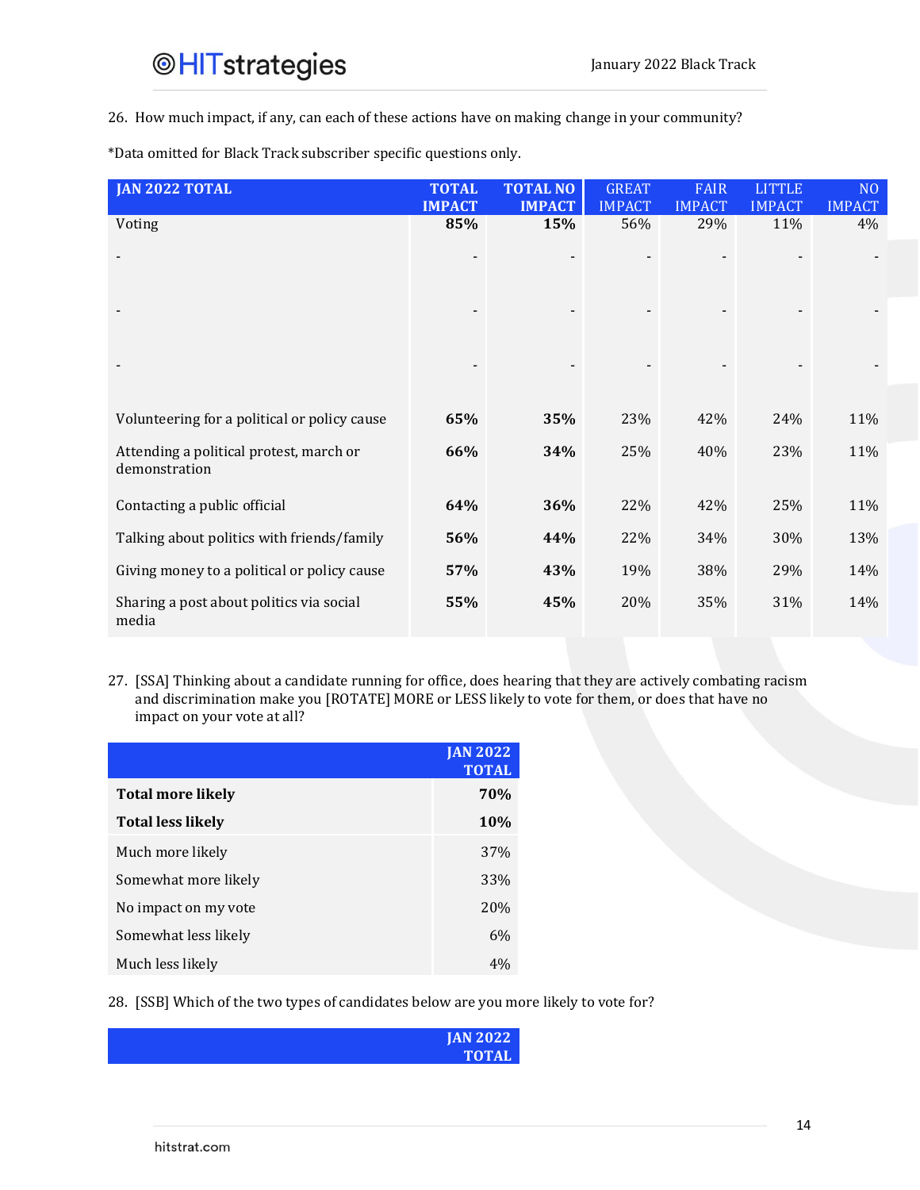26. How much impact, if any, can each of these actions have on making change in your community?

*Data omitted for Black Track subscriber specific questions only.

| JAN 2022 TOTAL | TOTAL IMPACT | TOTAL NO IMPACT | GREAT IMPACT | FAIR IMPACT | LITTLE IMPACT | NO IMPACT |
|---|---|---|---|---|---|---|
| Voting | **85%** | **15%** | 56% | 29% | 11% | 4% |
| - | - | - | - | - | - | - |
| - | - | - | - | - | - | - |
| - | - | - | - | - | - | - |
| Volunteering for a political or policy cause | **65%** | **35%** | 23% | 42% | 24% | 11% |
| Attending a political protest, march or demonstration | **66%** | **34%** | 25% | 40% | 23% | 11% |
| Contacting a public official | **64%** | **36%** | 22% | 42% | 25% | 11% |
| Talking about politics with friends/family | **56%** | **44%** | 22% | 34% | 30% | 13% |
| Giving money to a political or policy cause | **57%** | **43%** | 19% | 38% | 29% | 14% |
| Sharing a post about politics via social media | **55%** | **45%** | 20% | 35% | 31% | 14% |

27. [SSA] Thinking about a candidate running for office, does hearing that they are actively combating racism and discrimination make you [ROTATE] MORE or LESS likely to vote for them, or does that have no impact on your vote at all?

| | JAN 2022 TOTAL |
|---|---|
| **Total more likely** | **70%** |
| **Total less likely** | **10%** |
| Much more likely | 37% |
| Somewhat more likely | 33% |
| No impact on my vote | 20% |
| Somewhat less likely | 6% |
| Much less likely | 4% |

28. [SSB] Which of the two types of candidates below are you more likely to vote for?

| | JAN 2022 TOTAL |
|---|---|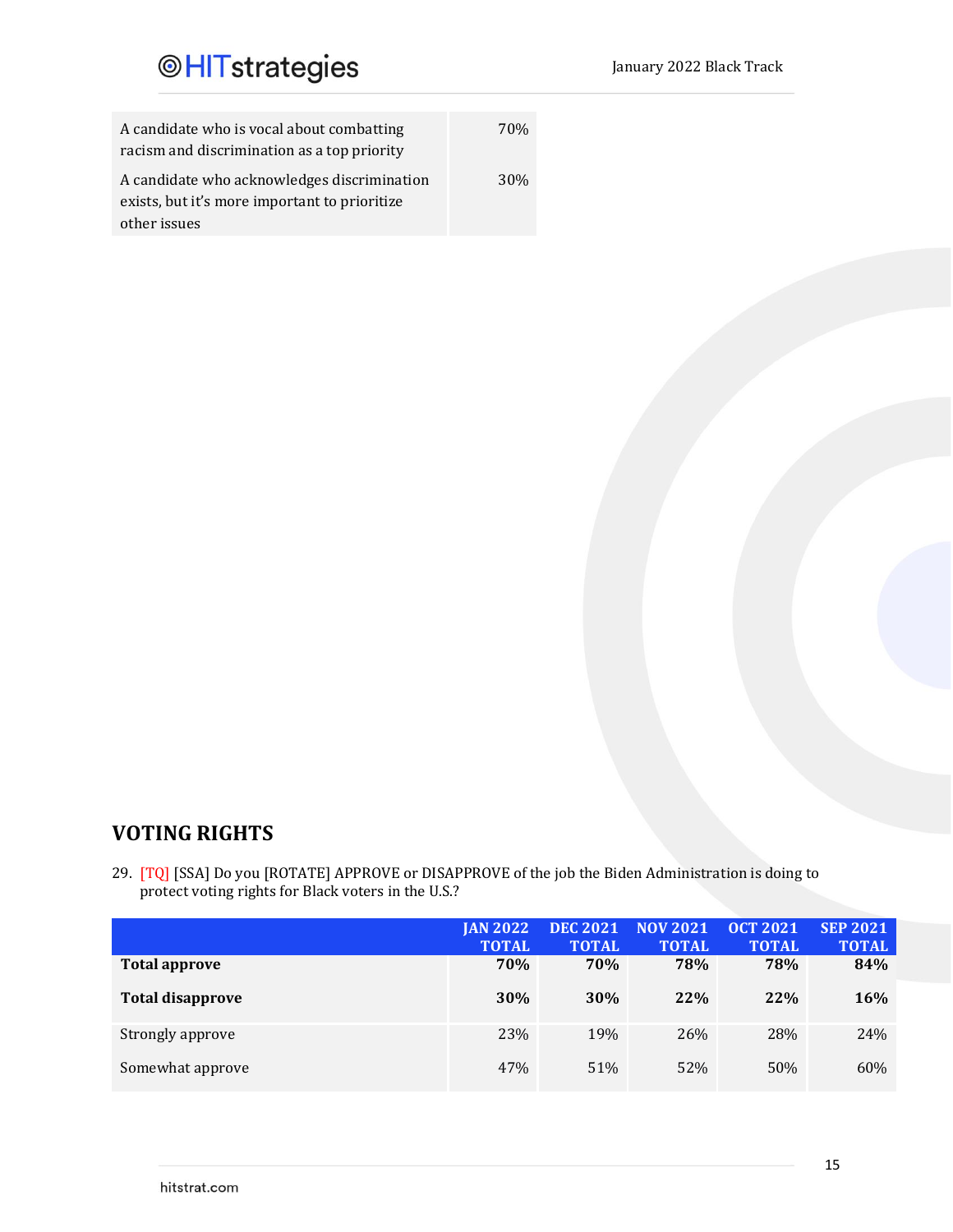| | |
|---|---|
| A candidate who is vocal about combatting racism and discrimination as a top priority | 70% |
| A candidate who acknowledges discrimination exists, but it's more important to prioritize other issues | 30% |

## VOTING RIGHTS

29. [TQ] [SSA] Do you [ROTATE] APPROVE or DISAPPROVE of the job the Biden Administration is doing to protect voting rights for Black voters in the U.S.?

| | JAN 2022 TOTAL | DEC 2021 TOTAL | NOV 2021 TOTAL | OCT 2021 TOTAL | SEP 2021 TOTAL |
|---|---|---|---|---|---|
| **Total approve** | **70%** | **70%** | **78%** | **78%** | **84%** |
| **Total disapprove** | **30%** | **30%** | **22%** | **22%** | **16%** |
| Strongly approve | 23% | 19% | 26% | 28% | 24% |
| Somewhat approve | 47% | 51% | 52% | 50% | 60% |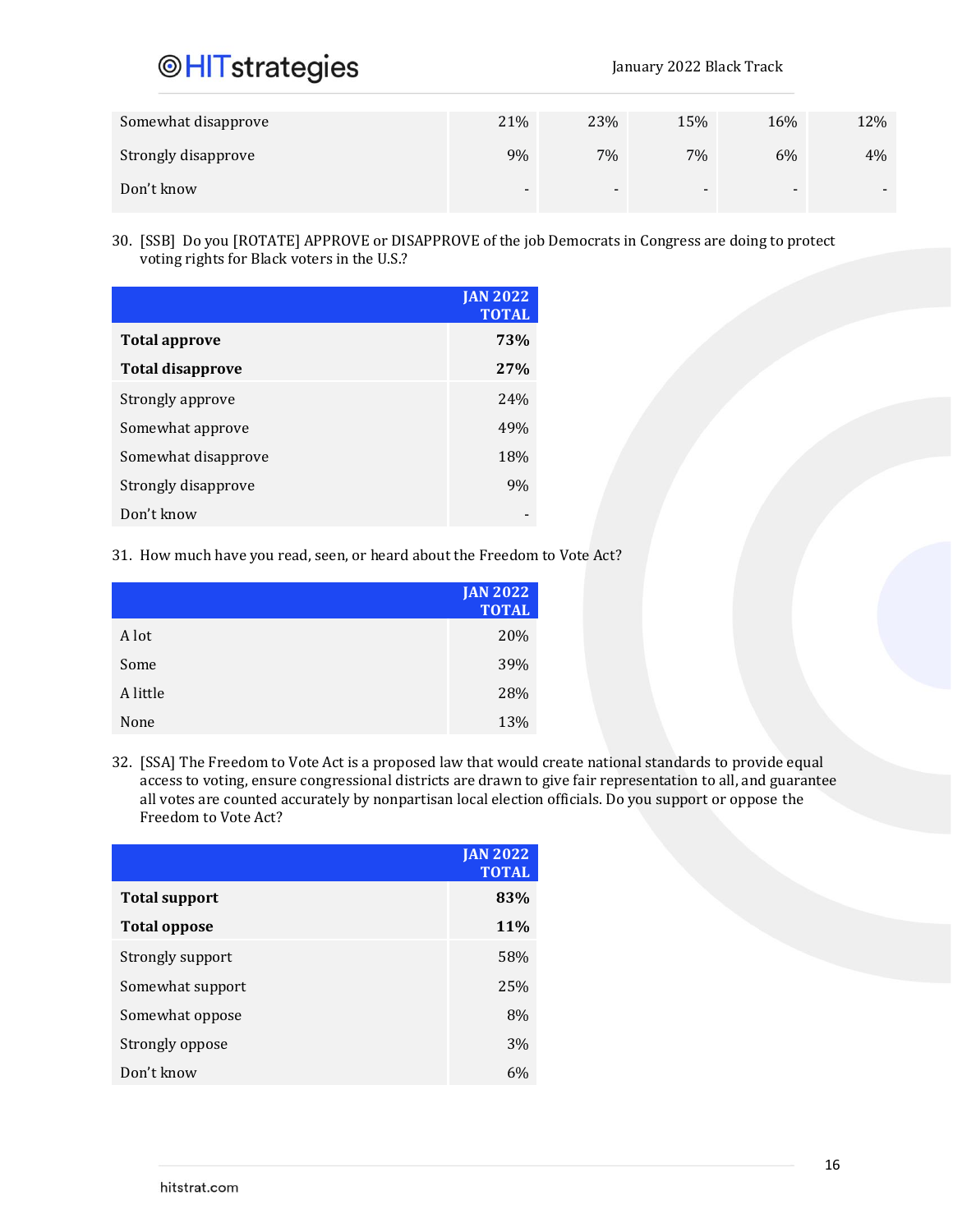| | | | | | |
|---|---|---|---|---|---|
| Somewhat disapprove | 21% | 23% | 15% | 16% | 12% |
| Strongly disapprove | 9% | 7% | 7% | 6% | 4% |
| Don't know | - | - | - | - | - |

30. [SSB] Do you [ROTATE] APPROVE or DISAPPROVE of the job Democrats in Congress are doing to protect voting rights for Black voters in the U.S.?

| | JAN 2022 TOTAL |
|---|---|
| **Total approve** | **73%** |
| **Total disapprove** | **27%** |
| Strongly approve | 24% |
| Somewhat approve | 49% |
| Somewhat disapprove | 18% |
| Strongly disapprove | 9% |
| Don't know | - |

31. How much have you read, seen, or heard about the Freedom to Vote Act?

| | JAN 2022 TOTAL |
|---|---|
| A lot | 20% |
| Some | 39% |
| A little | 28% |
| None | 13% |

32. [SSA] The Freedom to Vote Act is a proposed law that would create national standards to provide equal access to voting, ensure congressional districts are drawn to give fair representation to all, and guarantee all votes are counted accurately by nonpartisan local election officials. Do you support or oppose the Freedom to Vote Act?

| | JAN 2022 TOTAL |
|---|---|
| **Total support** | **83%** |
| **Total oppose** | **11%** |
| Strongly support | 58% |
| Somewhat support | 25% |
| Somewhat oppose | 8% |
| Strongly oppose | 3% |
| Don't know | 6% |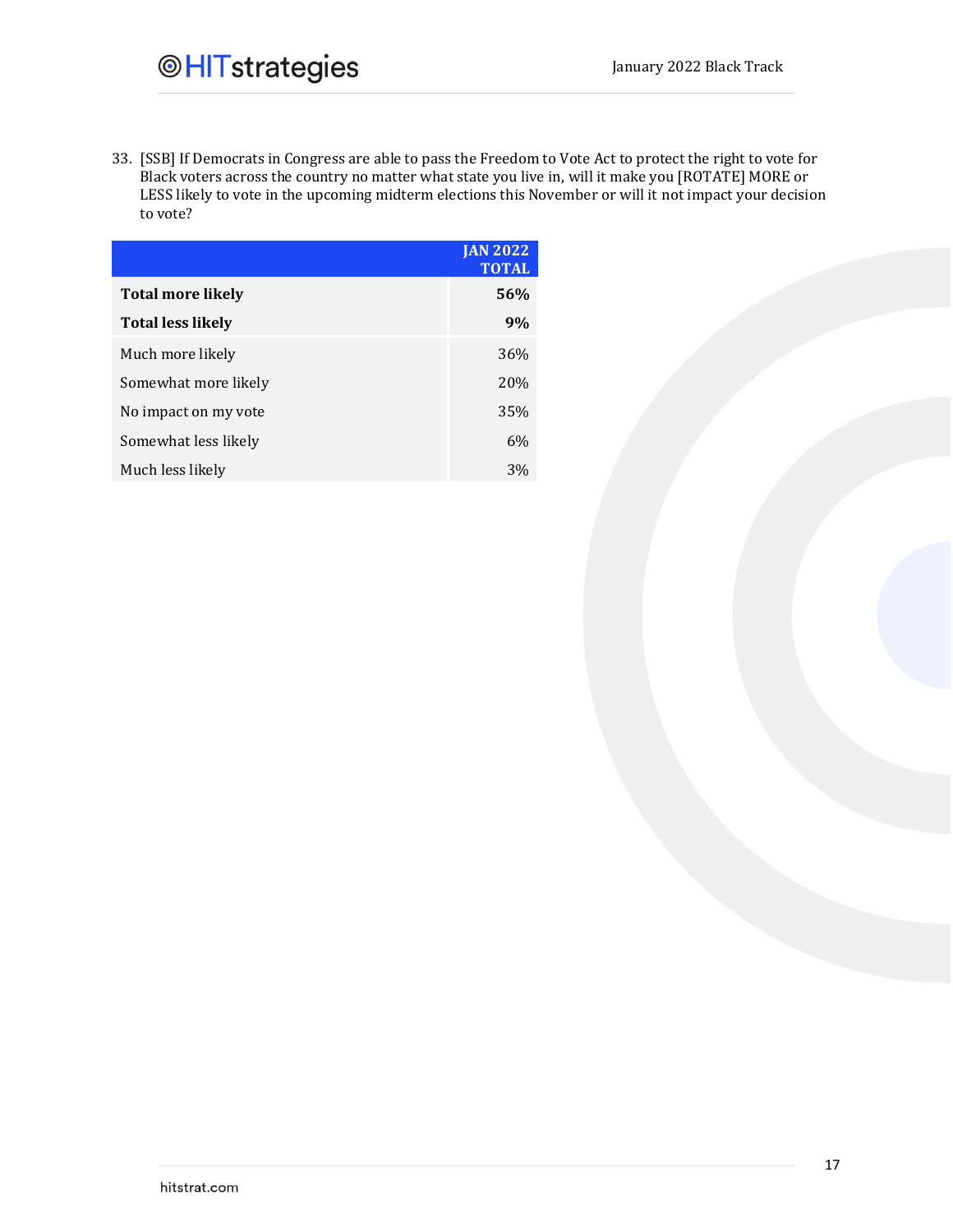33. [SSB] If Democrats in Congress are able to pass the Freedom to Vote Act to protect the right to vote for Black voters across the country no matter what state you live in, will it make you [ROTATE] MORE or LESS likely to vote in the upcoming midterm elections this November or will it not impact your decision to vote?

| | JAN 2022 TOTAL |
|---|---|
| **Total more likely** | **56%** |
| **Total less likely** | **9%** |
| Much more likely | 36% |
| Somewhat more likely | 20% |
| No impact on my vote | 35% |
| Somewhat less likely | 6% |
| Much less likely | 3% |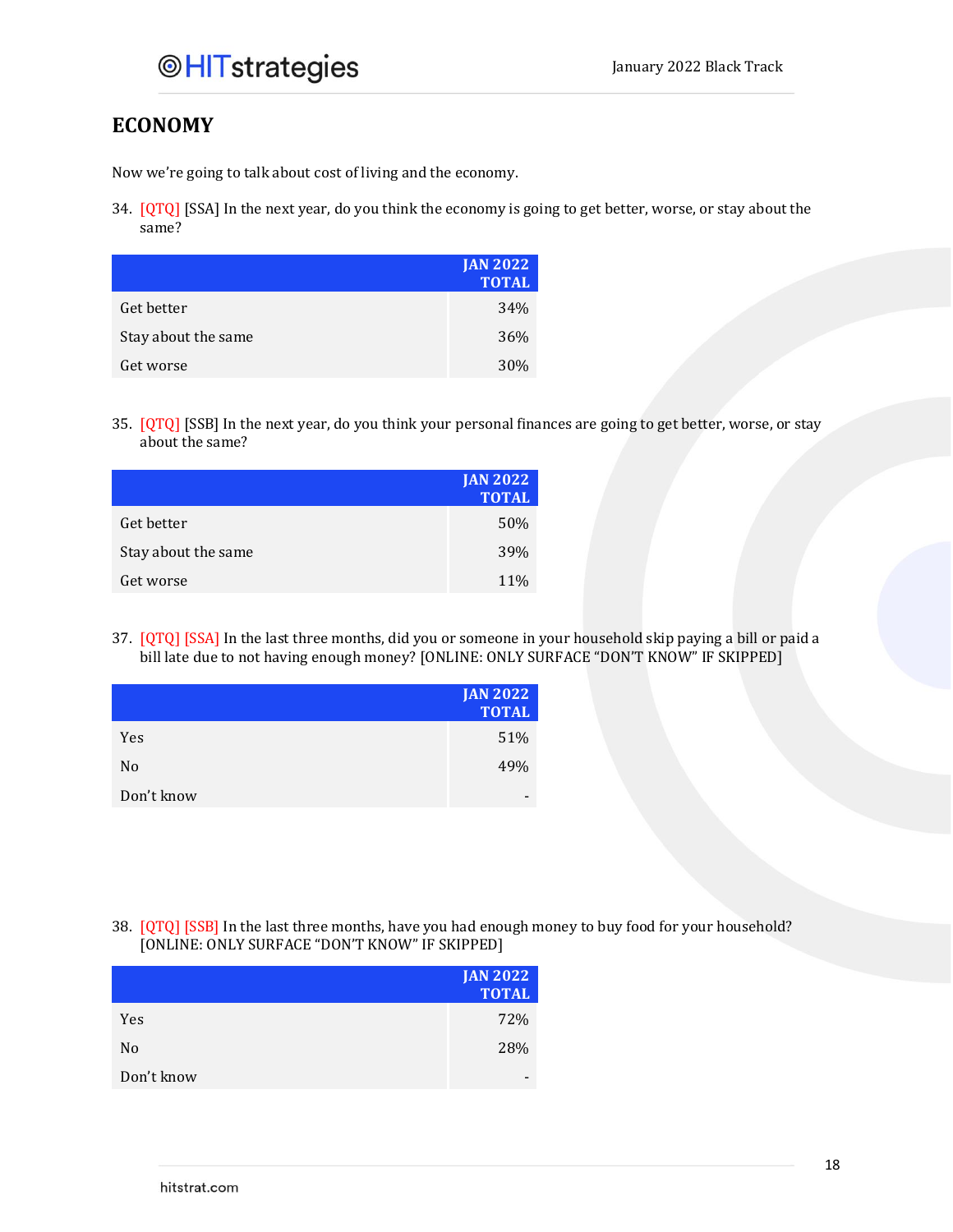## ECONOMY

Now we're going to talk about cost of living and the economy.

34. [QTQ] [SSA] In the next year, do you think the economy is going to get better, worse, or stay about the same?

| | JAN 2022 TOTAL |
|---|---|
| Get better | 34% |
| Stay about the same | 36% |
| Get worse | 30% |

35. [QTQ] [SSB] In the next year, do you think your personal finances are going to get better, worse, or stay about the same?

| | JAN 2022 TOTAL |
|---|---|
| Get better | 50% |
| Stay about the same | 39% |
| Get worse | 11% |

37. [QTQ] [SSA] In the last three months, did you or someone in your household skip paying a bill or paid a bill late due to not having enough money? [ONLINE: ONLY SURFACE "DON'T KNOW" IF SKIPPED]

| | JAN 2022 TOTAL |
|---|---|
| Yes | 51% |
| No | 49% |
| Don't know | - |

38. [QTQ] [SSB] In the last three months, have you had enough money to buy food for your household? [ONLINE: ONLY SURFACE "DON'T KNOW" IF SKIPPED]

| | JAN 2022 TOTAL |
|---|---|
| Yes | 72% |
| No | 28% |
| Don't know | - |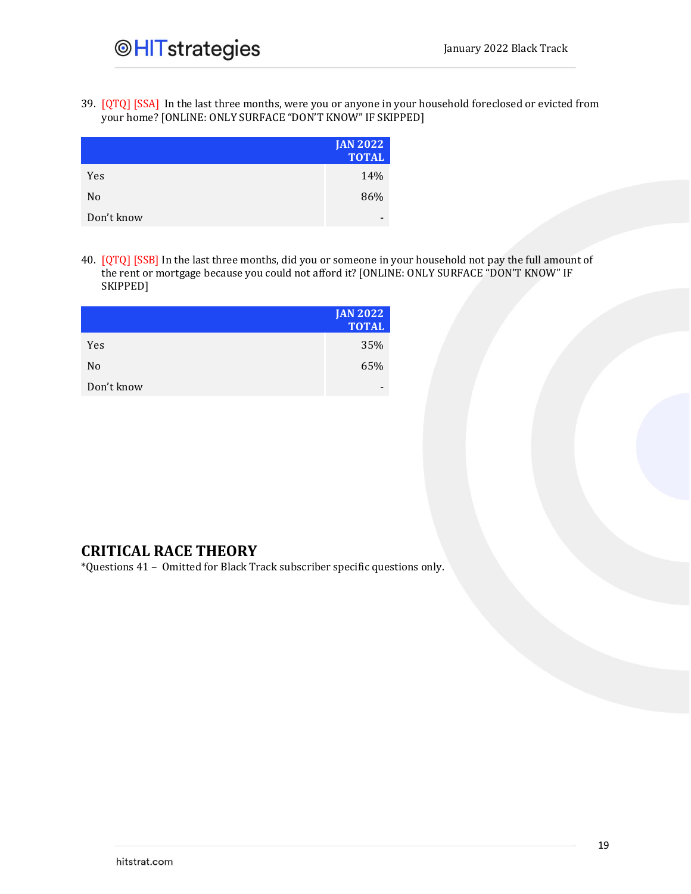39. [QTQ] [SSA] In the last three months, were you or anyone in your household foreclosed or evicted from your home? [ONLINE: ONLY SURFACE "DON'T KNOW" IF SKIPPED]

| | JAN 2022 TOTAL |
|---|---|
| Yes | 14% |
| No | 86% |
| Don't know | - |

40. [QTQ] [SSB] In the last three months, did you or someone in your household not pay the full amount of the rent or mortgage because you could not afford it? [ONLINE: ONLY SURFACE "DON'T KNOW" IF SKIPPED]

| | JAN 2022 TOTAL |
|---|---|
| Yes | 35% |
| No | 65% |
| Don't know | - |

## CRITICAL RACE THEORY

*Questions 41 – Omitted for Black Track subscriber specific questions only.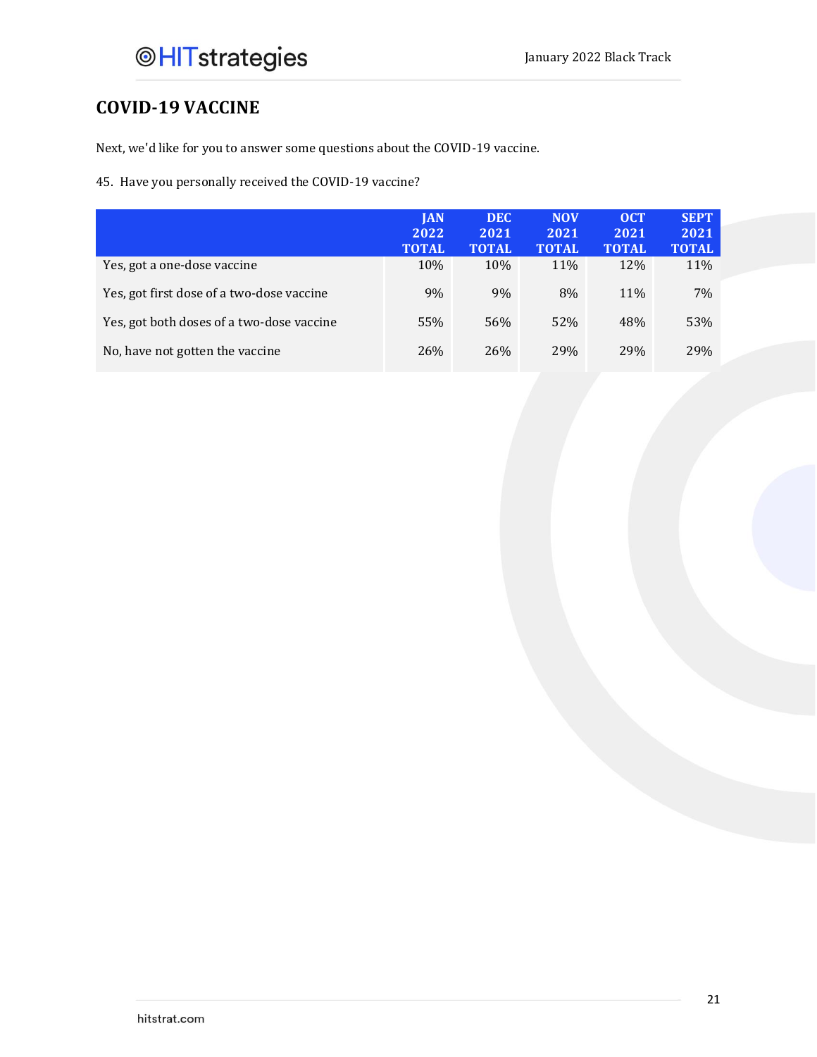## COVID-19 VACCINE

Next, we'd like for you to answer some questions about the COVID-19 vaccine.

45. Have you personally received the COVID-19 vaccine?

| | JAN 2022 TOTAL | DEC 2021 TOTAL | NOV 2021 TOTAL | OCT 2021 TOTAL | SEPT 2021 TOTAL |
|---|---|---|---|---|---|
| Yes, got a one-dose vaccine | 10% | 10% | 11% | 12% | 11% |
| Yes, got first dose of a two-dose vaccine | 9% | 9% | 8% | 11% | 7% |
| Yes, got both doses of a two-dose vaccine | 55% | 56% | 52% | 48% | 53% |
| No, have not gotten the vaccine | 26% | 26% | 29% | 29% | 29% |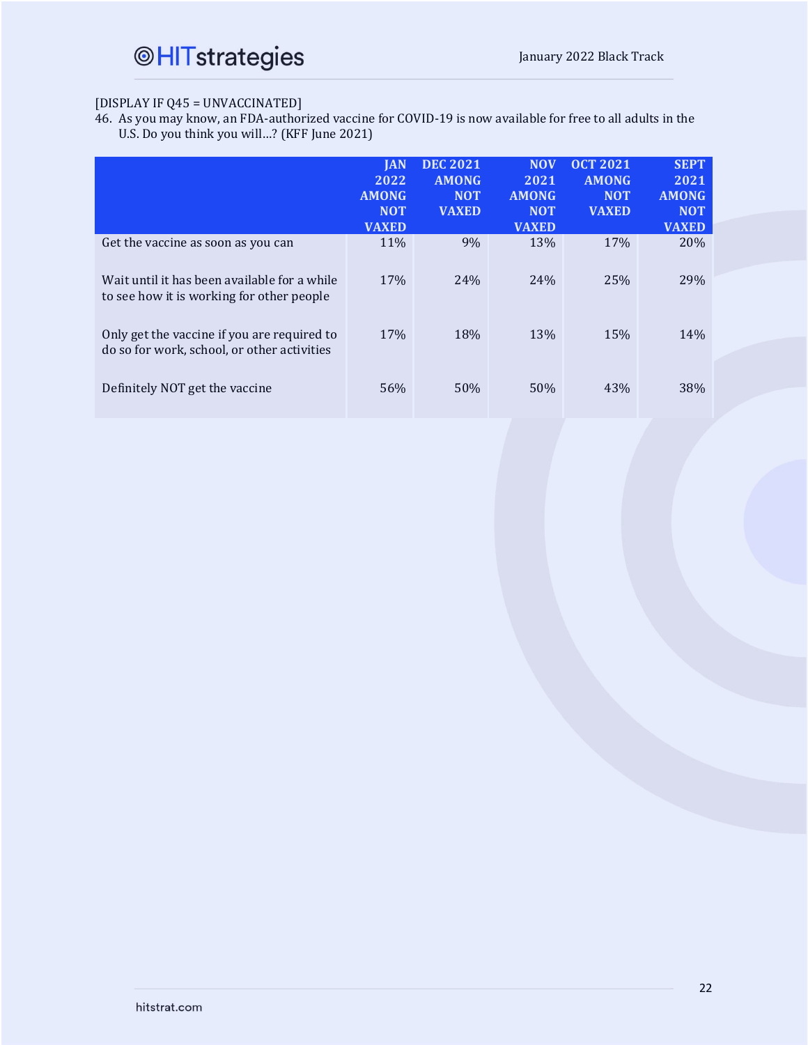[DISPLAY IF Q45 = UNVACCINATED]

46. As you may know, an FDA-authorized vaccine for COVID-19 is now available for free to all adults in the U.S. Do you think you will…? (KFF June 2021)

| | JAN 2022 AMONG NOT VAXED | DEC 2021 AMONG NOT VAXED | NOV 2021 AMONG NOT VAXED | OCT 2021 AMONG NOT VAXED | SEPT 2021 AMONG NOT VAXED |
|---|---|---|---|---|---|
| Get the vaccine as soon as you can | 11% | 9% | 13% | 17% | 20% |
| Wait until it has been available for a while to see how it is working for other people | 17% | 24% | 24% | 25% | 29% |
| Only get the vaccine if you are required to do so for work, school, or other activities | 17% | 18% | 13% | 15% | 14% |
| Definitely NOT get the vaccine | 56% | 50% | 50% | 43% | 38% |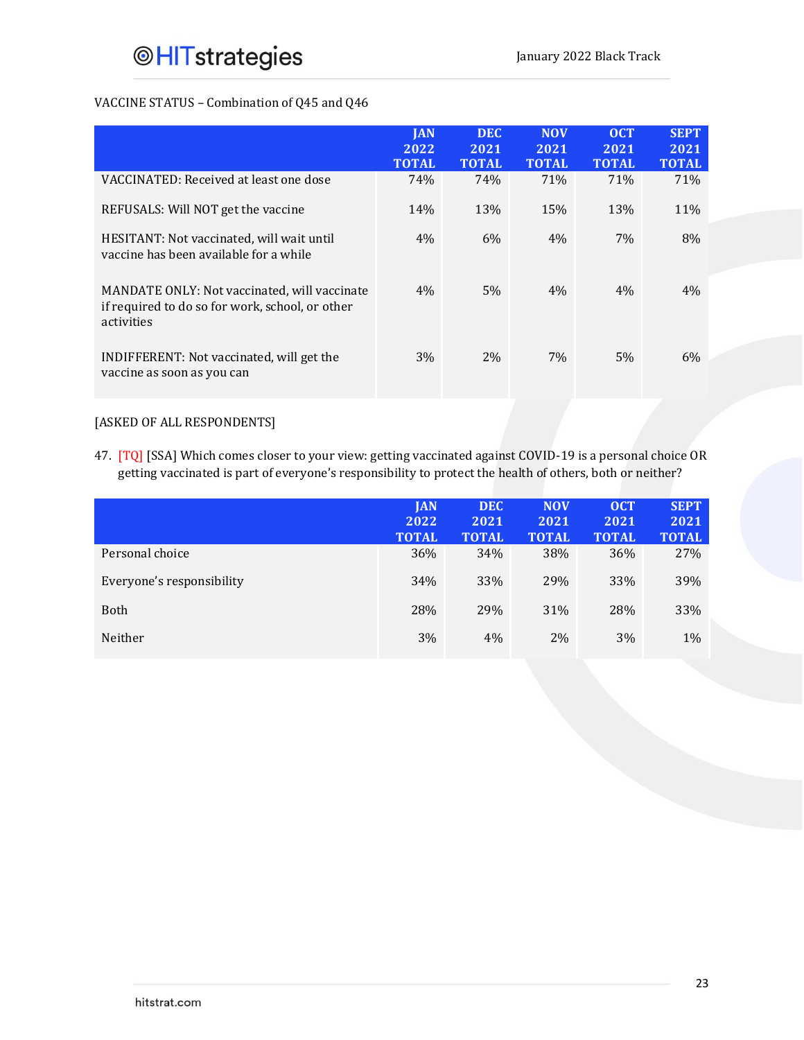VACCINE STATUS – Combination of Q45 and Q46

| | JAN 2022 TOTAL | DEC 2021 TOTAL | NOV 2021 TOTAL | OCT 2021 TOTAL | SEPT 2021 TOTAL |
|---|---|---|---|---|---|
| VACCINATED: Received at least one dose | 74% | 74% | 71% | 71% | 71% |
| REFUSALS: Will NOT get the vaccine | 14% | 13% | 15% | 13% | 11% |
| HESITANT: Not vaccinated, will wait until vaccine has been available for a while | 4% | 6% | 4% | 7% | 8% |
| MANDATE ONLY: Not vaccinated, will vaccinate if required to do so for work, school, or other activities | 4% | 5% | 4% | 4% | 4% |
| INDIFFERENT: Not vaccinated, will get the vaccine as soon as you can | 3% | 2% | 7% | 5% | 6% |

[ASKED OF ALL RESPONDENTS]

47. [TQ] [SSA] Which comes closer to your view: getting vaccinated against COVID-19 is a personal choice OR getting vaccinated is part of everyone's responsibility to protect the health of others, both or neither?

| | JAN 2022 TOTAL | DEC 2021 TOTAL | NOV 2021 TOTAL | OCT 2021 TOTAL | SEPT 2021 TOTAL |
|---|---|---|---|---|---|
| Personal choice | 36% | 34% | 38% | 36% | 27% |
| Everyone's responsibility | 34% | 33% | 29% | 33% | 39% |
| Both | 28% | 29% | 31% | 28% | 33% |
| Neither | 3% | 4% | 2% | 3% | 1% |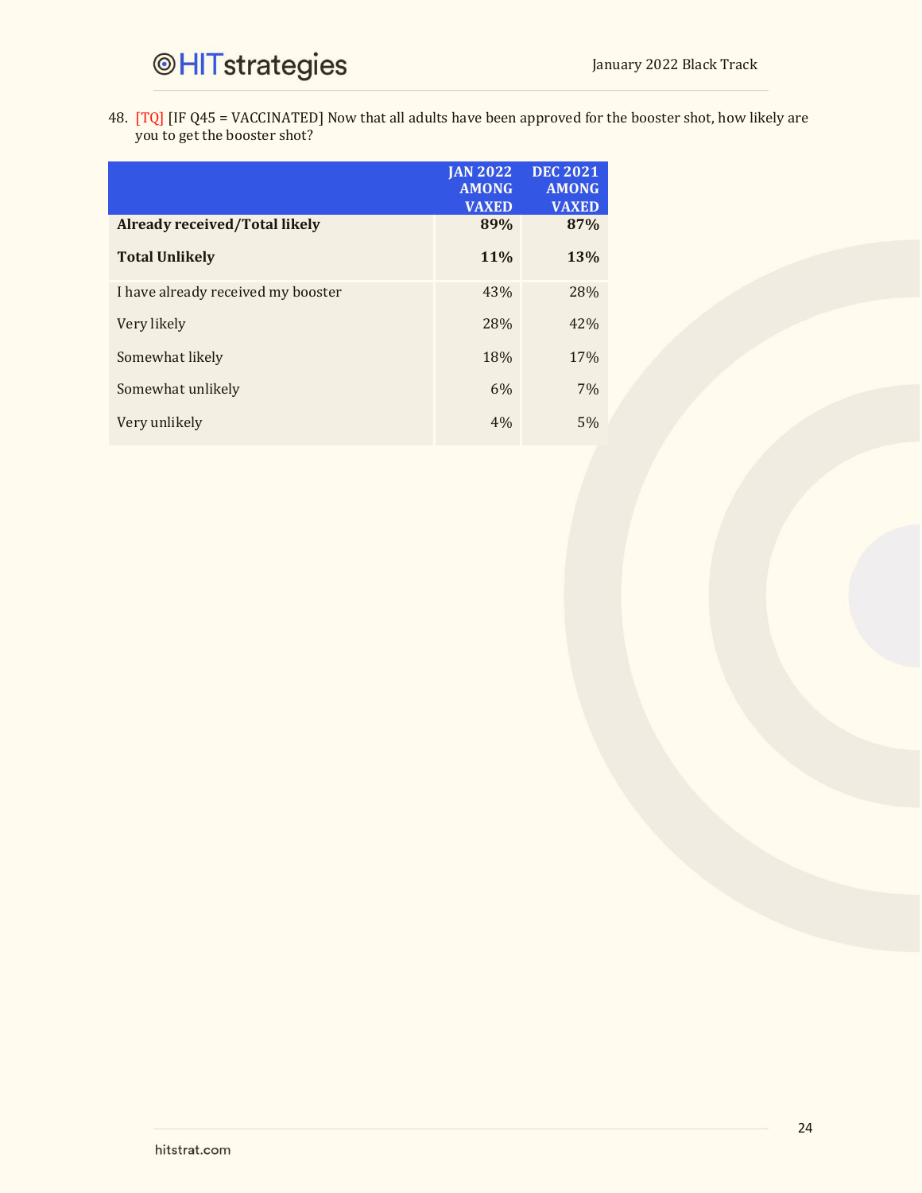48. [TQ] [IF Q45 = VACCINATED] Now that all adults have been approved for the booster shot, how likely are you to get the booster shot?

| | JAN 2022 AMONG VAXED | DEC 2021 AMONG VAXED |
|---|---|---|
| **Already received/Total likely** | **89%** | **87%** |
| **Total Unlikely** | **11%** | **13%** |
| I have already received my booster | 43% | 28% |
| Very likely | 28% | 42% |
| Somewhat likely | 18% | 17% |
| Somewhat unlikely | 6% | 7% |
| Very unlikely | 4% | 5% |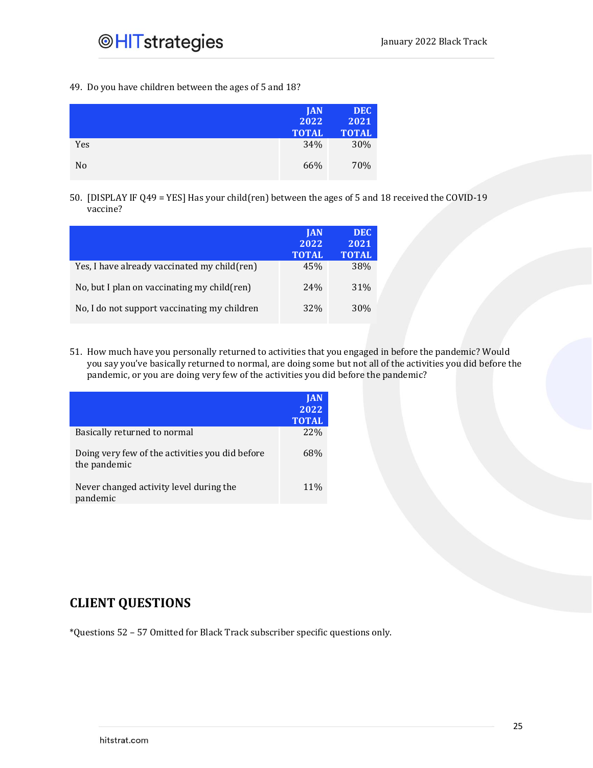49. Do you have children between the ages of 5 and 18?

| | JAN 2022 TOTAL | DEC 2021 TOTAL |
|---|---|---|
| Yes | 34% | 30% |
| No | 66% | 70% |

50. [DISPLAY IF Q49 = YES] Has your child(ren) between the ages of 5 and 18 received the COVID-19 vaccine?

| | JAN 2022 TOTAL | DEC 2021 TOTAL |
|---|---|---|
| Yes, I have already vaccinated my child(ren) | 45% | 38% |
| No, but I plan on vaccinating my child(ren) | 24% | 31% |
| No, I do not support vaccinating my children | 32% | 30% |

51. How much have you personally returned to activities that you engaged in before the pandemic? Would you say you've basically returned to normal, are doing some but not all of the activities you did before the pandemic, or you are doing very few of the activities you did before the pandemic?

| | JAN 2022 TOTAL |
|---|---|
| Basically returned to normal | 22% |
| Doing very few of the activities you did before the pandemic | 68% |
| Never changed activity level during the pandemic | 11% |

## CLIENT QUESTIONS

*Questions 52 – 57 Omitted for Black Track subscriber specific questions only.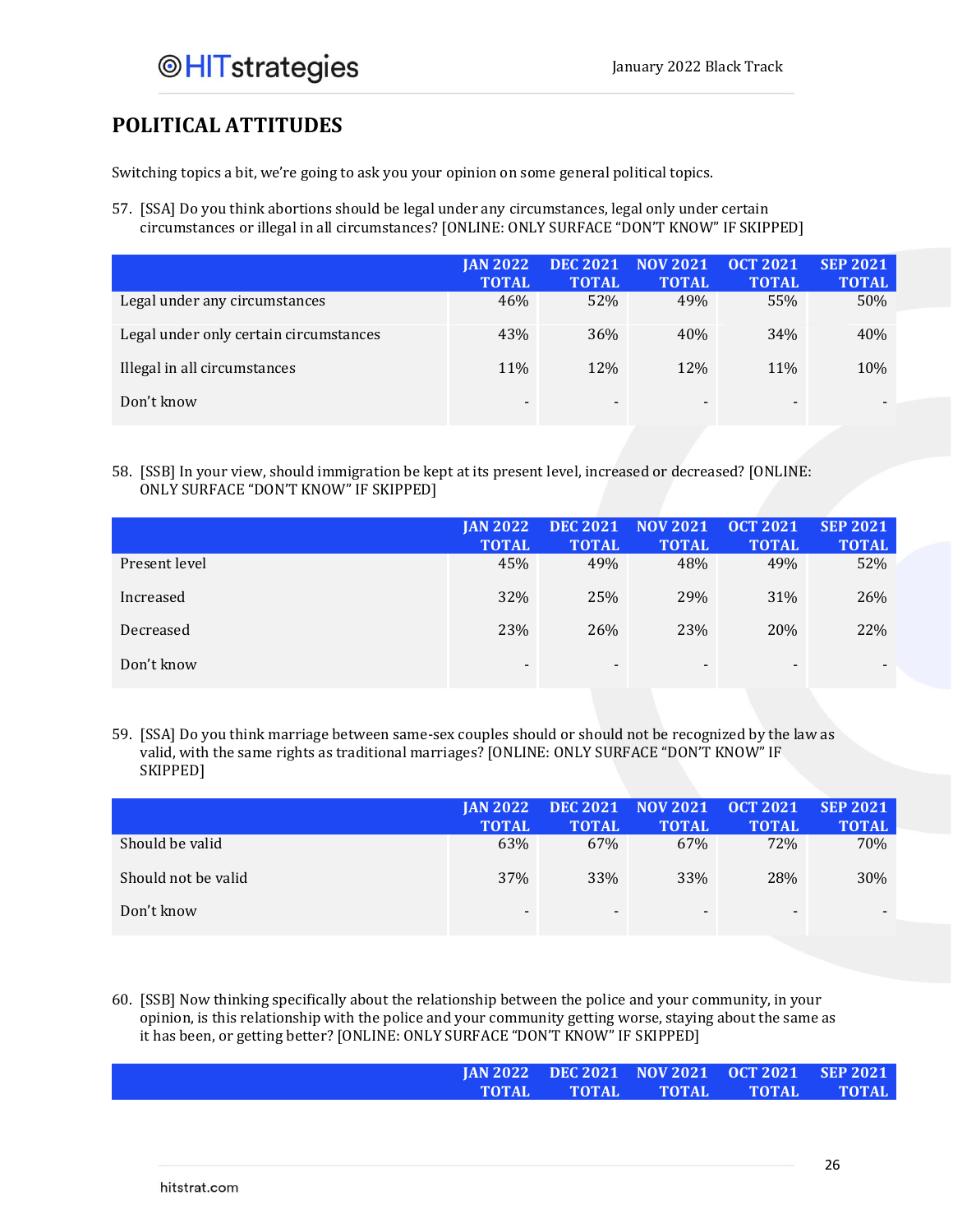## POLITICAL ATTITUDES

Switching topics a bit, we're going to ask you your opinion on some general political topics.

57. [SSA] Do you think abortions should be legal under any circumstances, legal only under certain circumstances or illegal in all circumstances? [ONLINE: ONLY SURFACE "DON'T KNOW" IF SKIPPED]

| | JAN 2022 TOTAL | DEC 2021 TOTAL | NOV 2021 TOTAL | OCT 2021 TOTAL | SEP 2021 TOTAL |
|---|---|---|---|---|---|
| Legal under any circumstances | 46% | 52% | 49% | 55% | 50% |
| Legal under only certain circumstances | 43% | 36% | 40% | 34% | 40% |
| Illegal in all circumstances | 11% | 12% | 12% | 11% | 10% |
| Don't know | - | - | - | - | - |

58. [SSB] In your view, should immigration be kept at its present level, increased or decreased? [ONLINE: ONLY SURFACE "DON'T KNOW" IF SKIPPED]

| | JAN 2022 TOTAL | DEC 2021 TOTAL | NOV 2021 TOTAL | OCT 2021 TOTAL | SEP 2021 TOTAL |
|---|---|---|---|---|---|
| Present level | 45% | 49% | 48% | 49% | 52% |
| Increased | 32% | 25% | 29% | 31% | 26% |
| Decreased | 23% | 26% | 23% | 20% | 22% |
| Don't know | - | - | - | - | - |

59. [SSA] Do you think marriage between same-sex couples should or should not be recognized by the law as valid, with the same rights as traditional marriages? [ONLINE: ONLY SURFACE "DON'T KNOW" IF SKIPPED]

| | JAN 2022 TOTAL | DEC 2021 TOTAL | NOV 2021 TOTAL | OCT 2021 TOTAL | SEP 2021 TOTAL |
|---|---|---|---|---|---|
| Should be valid | 63% | 67% | 67% | 72% | 70% |
| Should not be valid | 37% | 33% | 33% | 28% | 30% |
| Don't know | - | - | - | - | - |

60. [SSB] Now thinking specifically about the relationship between the police and your community, in your opinion, is this relationship with the police and your community getting worse, staying about the same as it has been, or getting better? [ONLINE: ONLY SURFACE "DON'T KNOW" IF SKIPPED]

| | JAN 2022 TOTAL | DEC 2021 TOTAL | NOV 2021 TOTAL | OCT 2021 TOTAL | SEP 2021 TOTAL |
|---|---|---|---|---|---|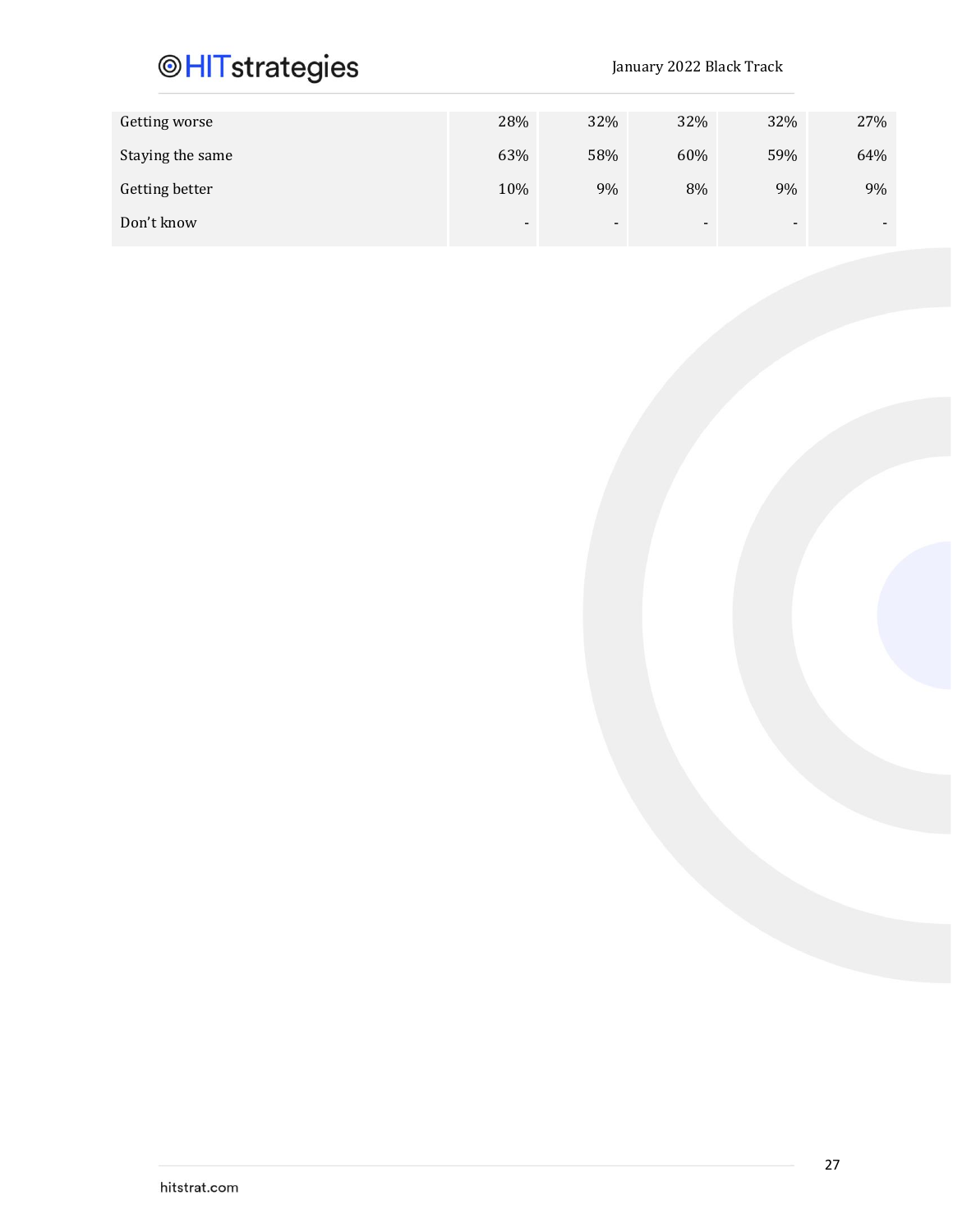| | | | | | |
|---|---|---|---|---|---|
| Getting worse | 28% | 32% | 32% | 32% | 27% |
| Staying the same | 63% | 58% | 60% | 59% | 64% |
| Getting better | 10% | 9% | 8% | 9% | 9% |
| Don't know | - | - | - | - | - |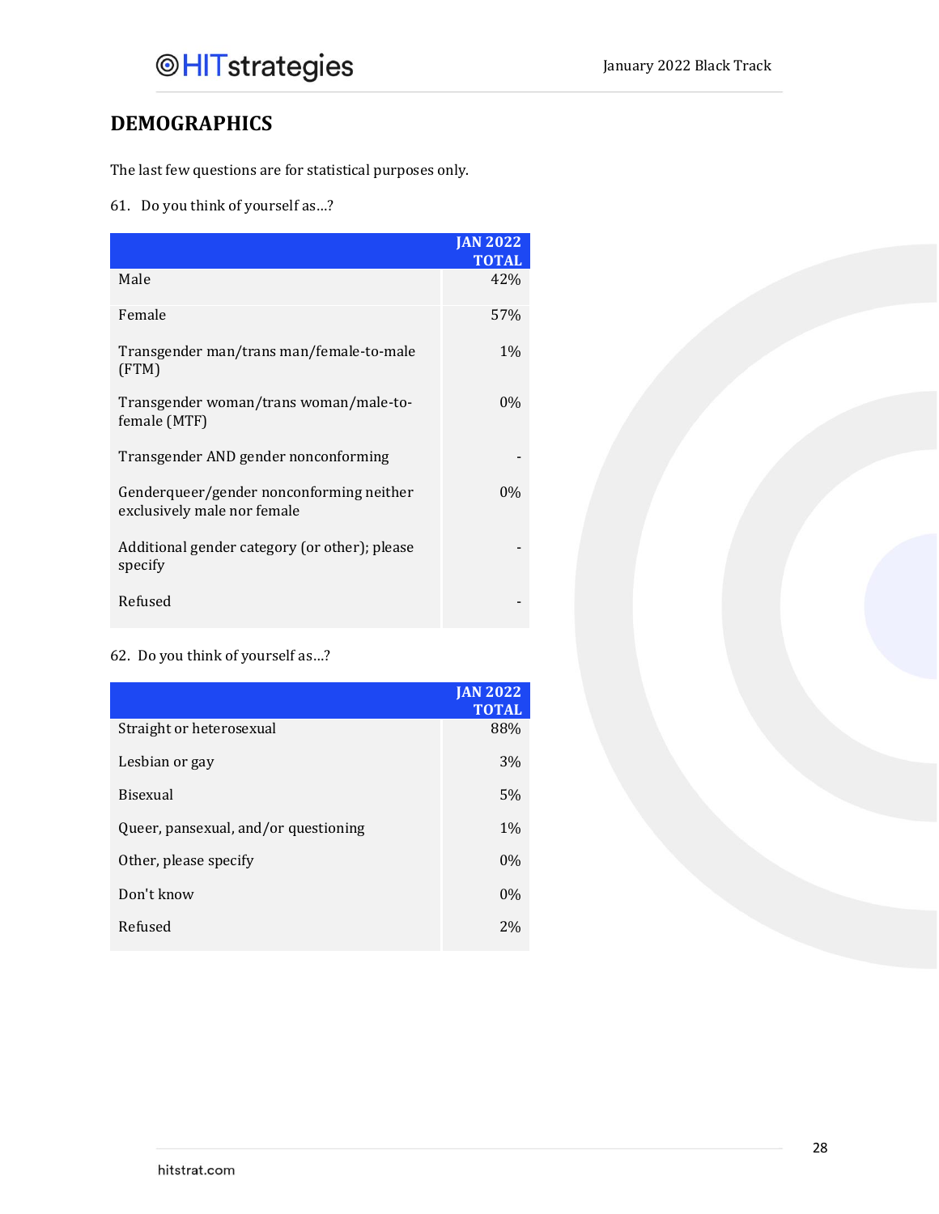## DEMOGRAPHICS

The last few questions are for statistical purposes only.

61. Do you think of yourself as…?

| | JAN 2022 TOTAL |
|---|---|
| Male | 42% |
| Female | 57% |
| Transgender man/trans man/female-to-male (FTM) | 1% |
| Transgender woman/trans woman/male-to-female (MTF) | 0% |
| Transgender AND gender nonconforming | - |
| Genderqueer/gender nonconforming neither exclusively male nor female | 0% |
| Additional gender category (or other); please specify | - |
| Refused | - |

62. Do you think of yourself as…?

| | JAN 2022 TOTAL |
|---|---|
| Straight or heterosexual | 88% |
| Lesbian or gay | 3% |
| Bisexual | 5% |
| Queer, pansexual, and/or questioning | 1% |
| Other, please specify | 0% |
| Don't know | 0% |
| Refused | 2% |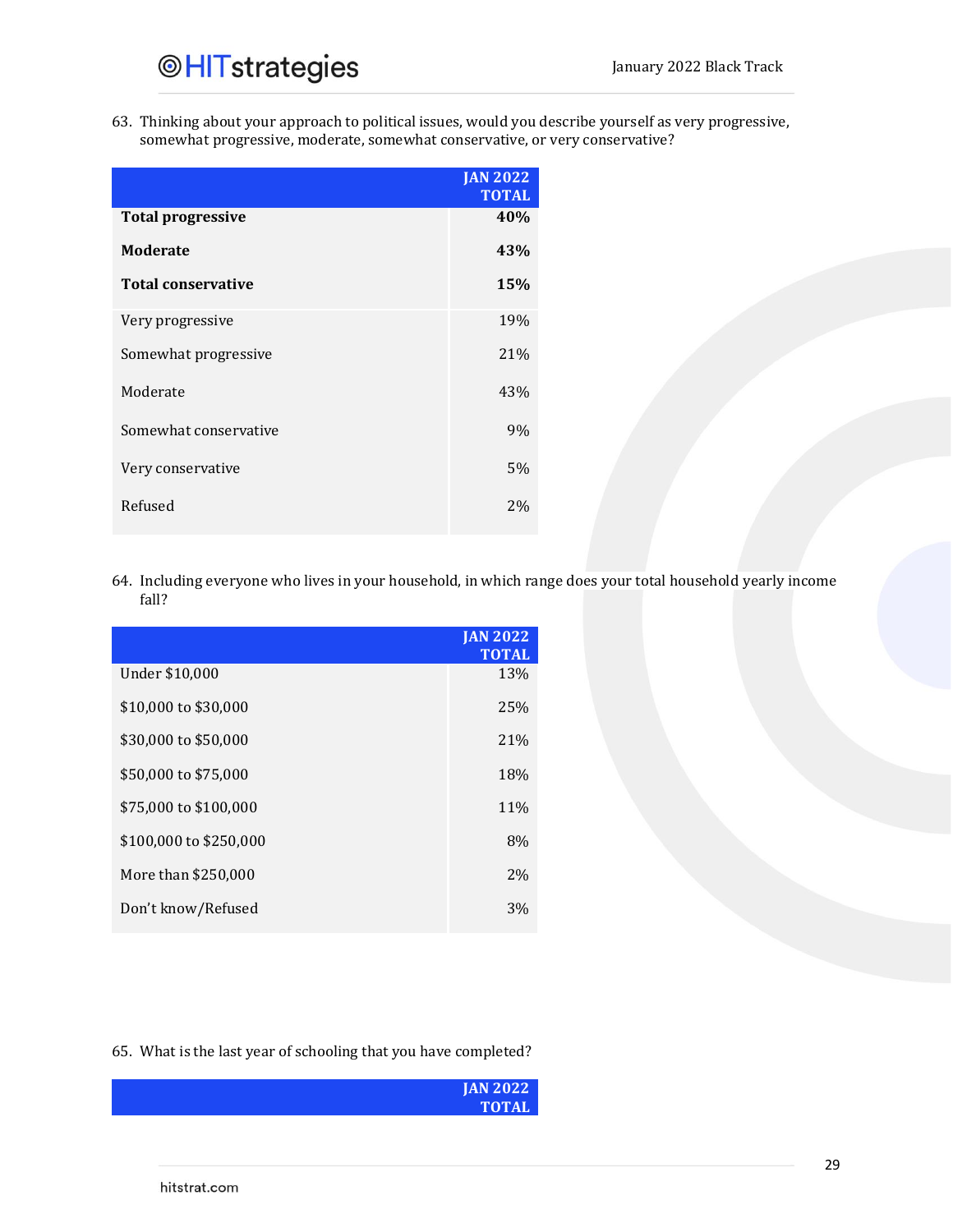63. Thinking about your approach to political issues, would you describe yourself as very progressive, somewhat progressive, moderate, somewhat conservative, or very conservative?

| | JAN 2022 TOTAL |
|---|---|
| **Total progressive** | **40%** |
| **Moderate** | **43%** |
| **Total conservative** | **15%** |
| Very progressive | 19% |
| Somewhat progressive | 21% |
| Moderate | 43% |
| Somewhat conservative | 9% |
| Very conservative | 5% |
| Refused | 2% |

64. Including everyone who lives in your household, in which range does your total household yearly income fall?

| | JAN 2022 TOTAL |
|---|---|
| Under $10,000 | 13% |
| $10,000 to $30,000 | 25% |
| $30,000 to $50,000 | 21% |
| $50,000 to $75,000 | 18% |
| $75,000 to $100,000 | 11% |
| $100,000 to $250,000 | 8% |
| More than $250,000 | 2% |
| Don't know/Refused | 3% |

65. What is the last year of schooling that you have completed?

| | JAN 2022 TOTAL |
|---|---|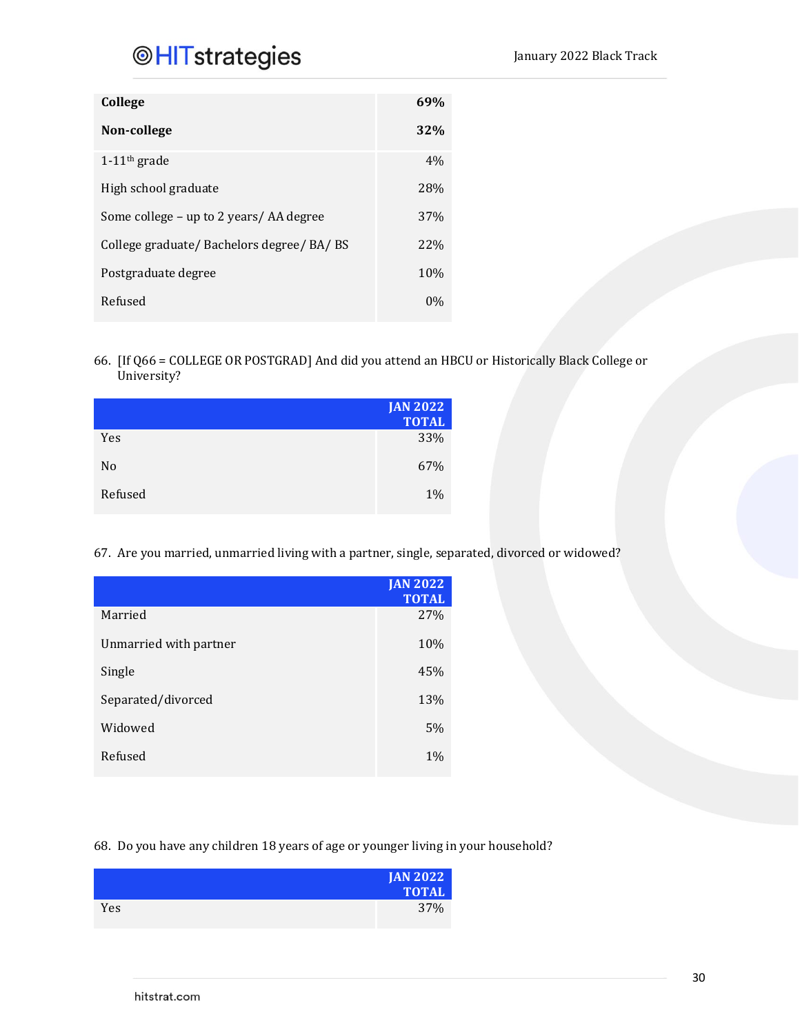| | |
|---|---|
| **College** | **69%** |
| **Non-college** | **32%** |
| 1-11th grade | 4% |
| High school graduate | 28% |
| Some college – up to 2 years/ AA degree | 37% |
| College graduate/ Bachelors degree/ BA/ BS | 22% |
| Postgraduate degree | 10% |
| Refused | 0% |

66. [If Q66 = COLLEGE OR POSTGRAD] And did you attend an HBCU or Historically Black College or University?

| | JAN 2022 TOTAL |
|---|---|
| Yes | 33% |
| No | 67% |
| Refused | 1% |

67. Are you married, unmarried living with a partner, single, separated, divorced or widowed?

| | JAN 2022 TOTAL |
|---|---|
| Married | 27% |
| Unmarried with partner | 10% |
| Single | 45% |
| Separated/divorced | 13% |
| Widowed | 5% |
| Refused | 1% |

68. Do you have any children 18 years of age or younger living in your household?

| | JAN 2022 TOTAL |
|---|---|
| Yes | 37% |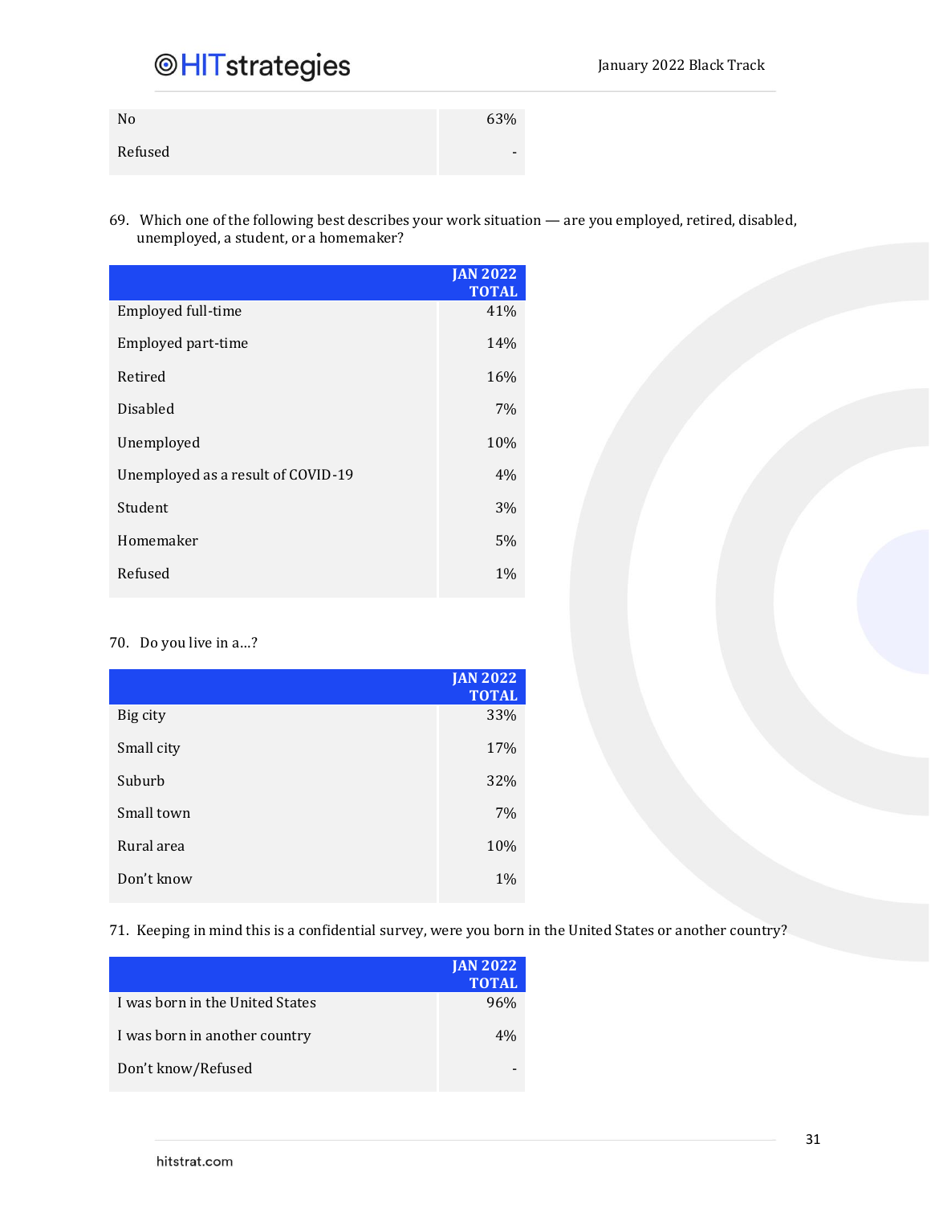| | |
|---|---|
| No | 63% |
| Refused | - |

69. Which one of the following best describes your work situation — are you employed, retired, disabled, unemployed, a student, or a homemaker?

| | JAN 2022 TOTAL |
|---|---|
| Employed full-time | 41% |
| Employed part-time | 14% |
| Retired | 16% |
| Disabled | 7% |
| Unemployed | 10% |
| Unemployed as a result of COVID-19 | 4% |
| Student | 3% |
| Homemaker | 5% |
| Refused | 1% |

70. Do you live in a…?

| | JAN 2022 TOTAL |
|---|---|
| Big city | 33% |
| Small city | 17% |
| Suburb | 32% |
| Small town | 7% |
| Rural area | 10% |
| Don't know | 1% |

71. Keeping in mind this is a confidential survey, were you born in the United States or another country?

| | JAN 2022 TOTAL |
|---|---|
| I was born in the United States | 96% |
| I was born in another country | 4% |
| Don't know/Refused | - |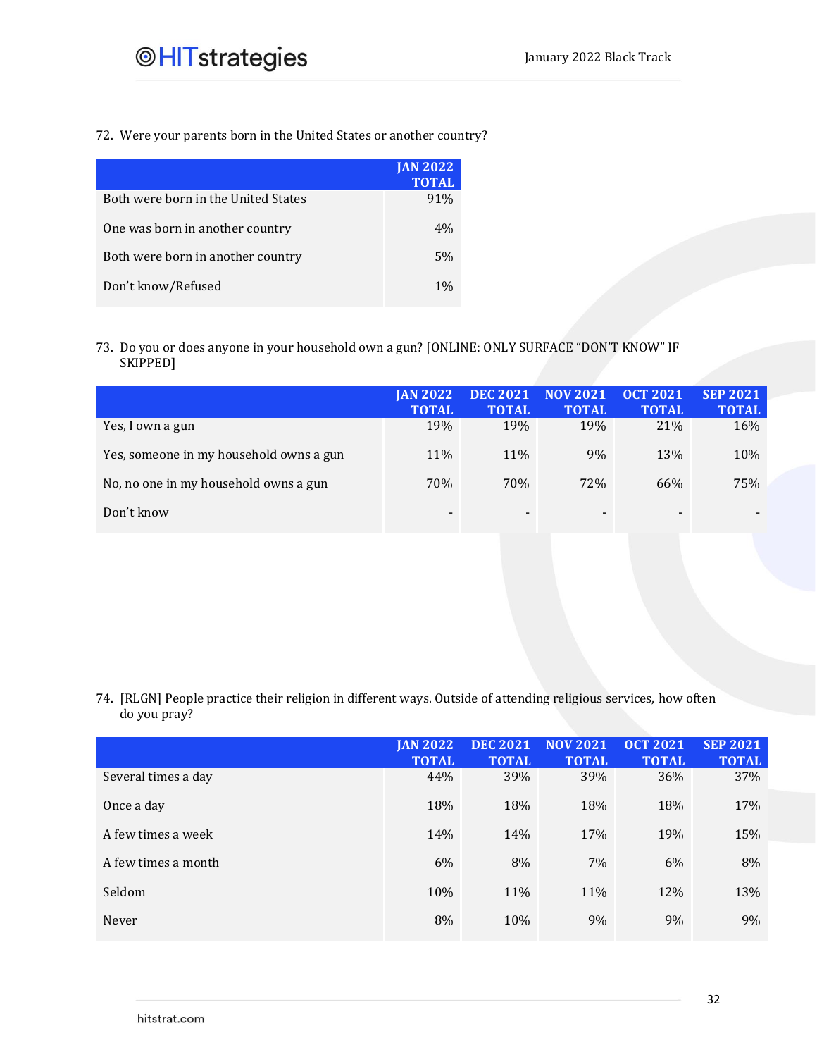72. Were your parents born in the United States or another country?

| | JAN 2022 TOTAL |
|---|---|
| Both were born in the United States | 91% |
| One was born in another country | 4% |
| Both were born in another country | 5% |
| Don't know/Refused | 1% |

73. Do you or does anyone in your household own a gun? [ONLINE: ONLY SURFACE "DON'T KNOW" IF SKIPPED]

| | JAN 2022 TOTAL | DEC 2021 TOTAL | NOV 2021 TOTAL | OCT 2021 TOTAL | SEP 2021 TOTAL |
|---|---|---|---|---|---|
| Yes, I own a gun | 19% | 19% | 19% | 21% | 16% |
| Yes, someone in my household owns a gun | 11% | 11% | 9% | 13% | 10% |
| No, no one in my household owns a gun | 70% | 70% | 72% | 66% | 75% |
| Don't know | - | - | - | - | - |

74. [RLGN] People practice their religion in different ways. Outside of attending religious services, how often do you pray?

| | JAN 2022 TOTAL | DEC 2021 TOTAL | NOV 2021 TOTAL | OCT 2021 TOTAL | SEP 2021 TOTAL |
|---|---|---|---|---|---|
| Several times a day | 44% | 39% | 39% | 36% | 37% |
| Once a day | 18% | 18% | 18% | 18% | 17% |
| A few times a week | 14% | 14% | 17% | 19% | 15% |
| A few times a month | 6% | 8% | 7% | 6% | 8% |
| Seldom | 10% | 11% | 11% | 12% | 13% |
| Never | 8% | 10% | 9% | 9% | 9% |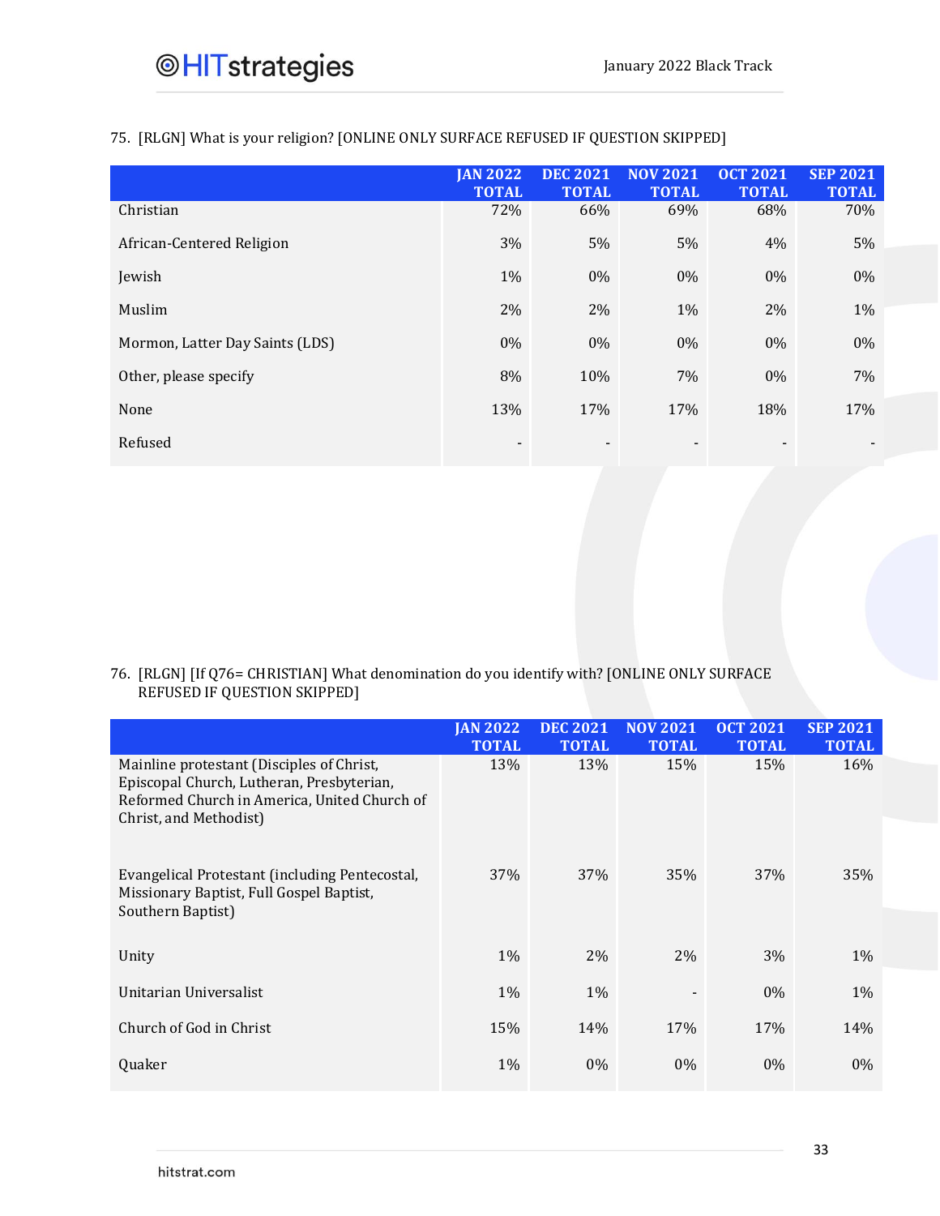75. [RLGN] What is your religion? [ONLINE ONLY SURFACE REFUSED IF QUESTION SKIPPED]

| | JAN 2022 TOTAL | DEC 2021 TOTAL | NOV 2021 TOTAL | OCT 2021 TOTAL | SEP 2021 TOTAL |
|---|---|---|---|---|---|
| Christian | 72% | 66% | 69% | 68% | 70% |
| African-Centered Religion | 3% | 5% | 5% | 4% | 5% |
| Jewish | 1% | 0% | 0% | 0% | 0% |
| Muslim | 2% | 2% | 1% | 2% | 1% |
| Mormon, Latter Day Saints (LDS) | 0% | 0% | 0% | 0% | 0% |
| Other, please specify | 8% | 10% | 7% | 0% | 7% |
| None | 13% | 17% | 17% | 18% | 17% |
| Refused | - | - | - | - | - |

76. [RLGN] [If Q76= CHRISTIAN] What denomination do you identify with? [ONLINE ONLY SURFACE REFUSED IF QUESTION SKIPPED]

| | JAN 2022 TOTAL | DEC 2021 TOTAL | NOV 2021 TOTAL | OCT 2021 TOTAL | SEP 2021 TOTAL |
|---|---|---|---|---|---|
| Mainline protestant (Disciples of Christ, Episcopal Church, Lutheran, Presbyterian, Reformed Church in America, United Church of Christ, and Methodist) | 13% | 13% | 15% | 15% | 16% |
| Evangelical Protestant (including Pentecostal, Missionary Baptist, Full Gospel Baptist, Southern Baptist) | 37% | 37% | 35% | 37% | 35% |
| Unity | 1% | 2% | 2% | 3% | 1% |
| Unitarian Universalist | 1% | 1% | - | 0% | 1% |
| Church of God in Christ | 15% | 14% | 17% | 17% | 14% |
| Quaker | 1% | 0% | 0% | 0% | 0% |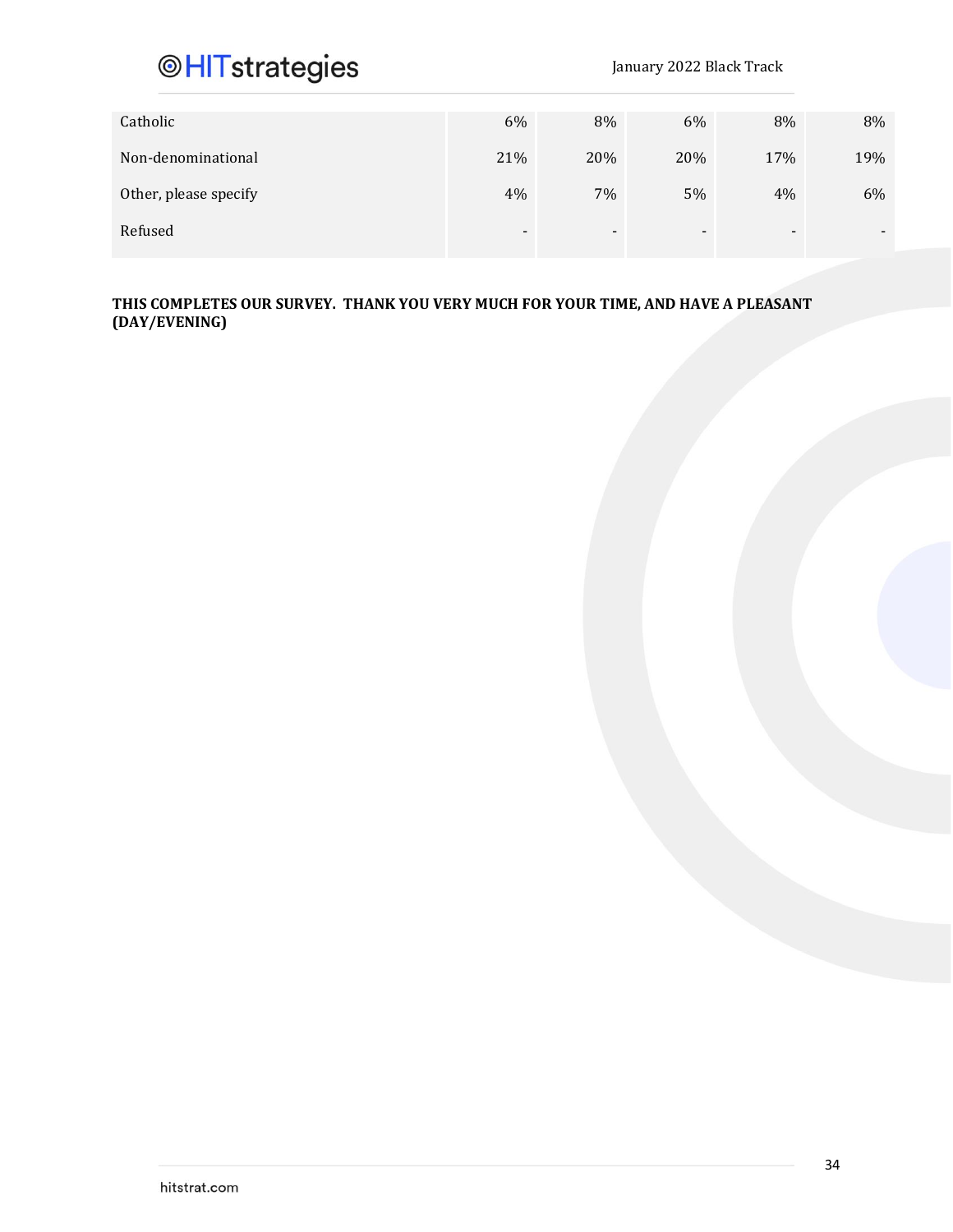| | | | | | |
|---|---|---|---|---|---|
| Catholic | 6% | 8% | 6% | 8% | 8% |
| Non-denominational | 21% | 20% | 20% | 17% | 19% |
| Other, please specify | 4% | 7% | 5% | 4% | 6% |
| Refused | - | - | - | - | - |

**THIS COMPLETES OUR SURVEY. THANK YOU VERY MUCH FOR YOUR TIME, AND HAVE A PLEASANT (DAY/EVENING)**